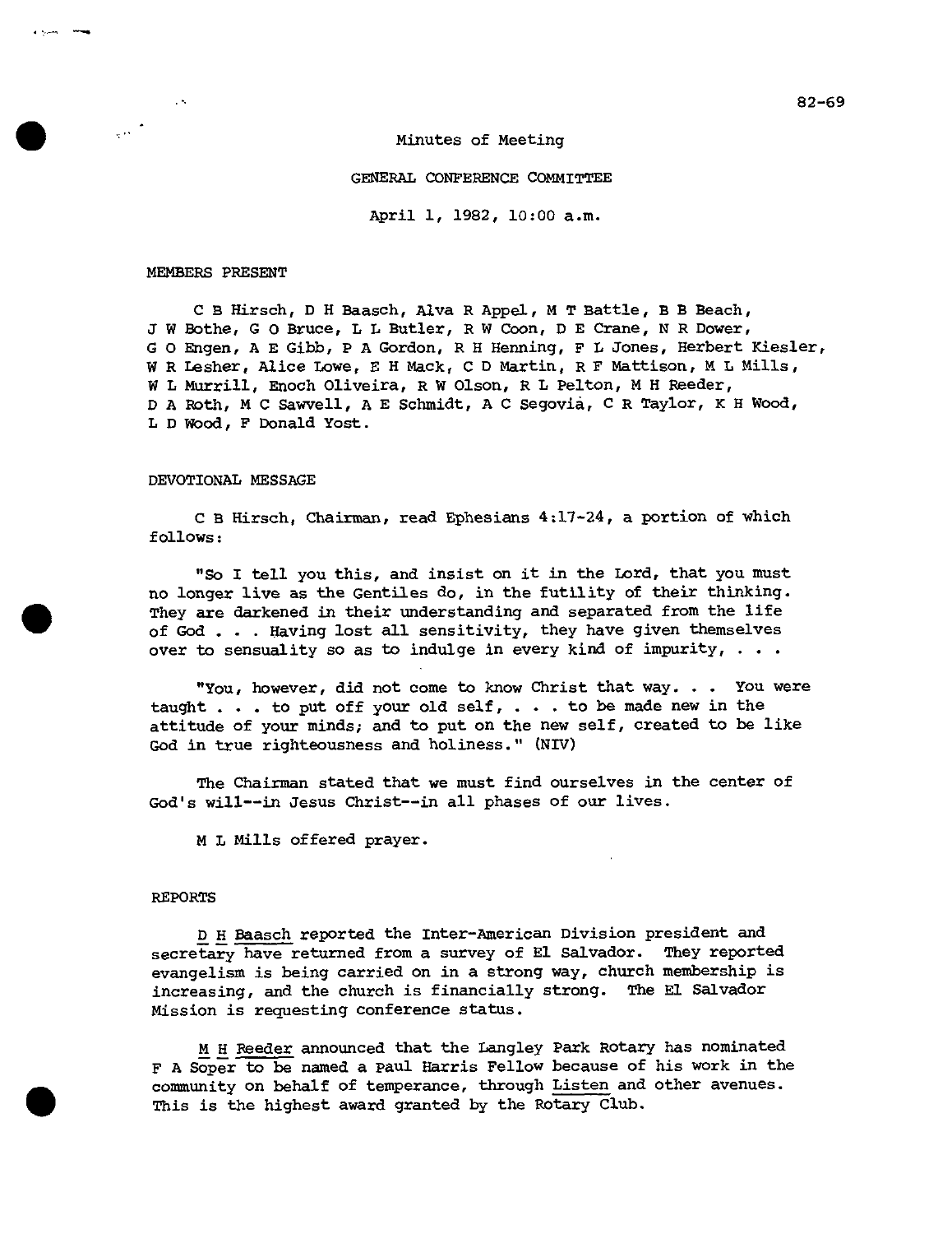82-69

# Minutes of Meeting

## GENERAL CONFERENCE COMMITTEE

April 1, 1982, 10:00 a.m.

### MEMBERS PRESENT

C B Hirsch, D H Baasch, Alva R Appel, M T Battle, B B Beach, J W Bothe, G O Bruce, L L Butler, R W Coon, D E Crane, N R Dower, G O Engen, A E Gibb, P A Gordon, R H Henning, F L Jones, Herbert Kiesler, W R Lesher, Alice Lowe, E H Mack, C D Martin, R F Mattison, M L Mills, W L Murrill, Enoch Oliveira, R W Olson, R L Pelton, M H Reeder, D A Roth, M C Sawvell, A E Schmidt, A C Segovià, C R Taylor, K H Wood, L D Wood, F Donald Yost.

### DEVOTIONAL MESSAGE

C B Hirsch, Chairman, read Ephesians 4:17-24, a portion of which follows:

"So I tell you this, and insist on it in the Lord, that you must no longer live as the Gentiles do, in the futility of their thinking. They are darkened in their understanding and separated from the life of God . . . Having lost all sensitivity, they have given themselves over to sensuality so as to indulge in every kind of impurity, . . .

"You, however, did not come to know Christ that way. . . You were taught . . . to put off your old self, . . . to be made new in the attitude of your minds; and to put on the new self, created to be like God in true righteousness and holiness." (NIV)

The Chairman stated that we must find ourselves in the center of God's will--in Jesus Christ--in all phases of our lives.

M L Mills offered prayer.

### REPORTS

D H Baasch reported the Inter-American Division president and secretary have returned from a survey of El Salvador. They reported evangelism is being carried on in a strong way, church membership is increasing, and the church is financially strong. The El Salvador Mission is requesting conference status.

M H Reeder announced that the Langley Park Rotary has nominated F A Soper to be named a Paul Harris Fellow because of his work in the community on behalf of temperance, through Listen and other avenues. This is the highest award granted by the Rotary Club.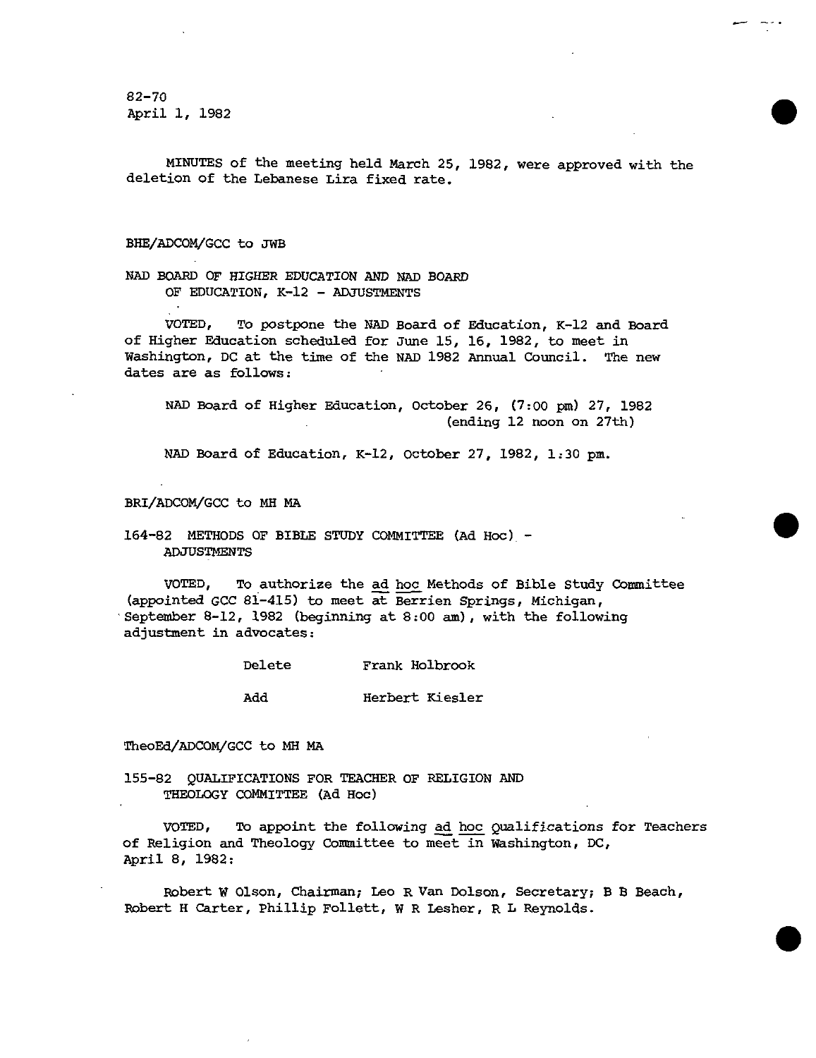82-70
April 1, 1982

MINUTES of the meeting held March 25, 1982, were approved with the deletion of the Lebanese Lira fixed rate.

BHE/ADCOM/GCC to JWB

NAD BOARD OF HIGHER EDUCATION AND NAD BOARD OF EDUCATION, K-12 - ADJUSTMENTS

VOTED, To postpone the NAD Board of Education, K-12 and Board of Higher Education scheduled for June 15, 16, 1982, to meet in Washington, DC at the time of the NAD 1982 Annual Council. The new dates are as follows:

NAD Board of Higher Education, October 26, (7:00 pm) 27, 1982 (ending 12 noon on 27th)

NAD Board of Education, K-12, October 27, 1982, 1:30 pm.

BRI/ADCOM/GCC to MH MA

164-82 METHODS OF BIBLE STUDY COMMITTEE (Ad Hoc) - ADJUSTMENTS

VOTED, To authorize the *ad hoc* Methods of Bible Study Committee (appointed GCC 81-415) to meet at Berrien Springs, Michigan, September 8-12, 1982 (beginning at 8:00 am), with the following adjustment in advocates:

| | |
|---|---|
| Delete | Frank Holbrook |
| Add | Herbert Kiesler |

TheoEd/ADCOM/GCC to MH MA

155-82 QUALIFICATIONS FOR TEACHER OF RELIGION AND THEOLOGY COMMITTEE (Ad Hoc)

VOTED, To appoint the following *ad hoc* Qualifications for Teachers of Religion and Theology Committee to meet in Washington, DC, April 8, 1982:

Robert W Olson, Chairman; Leo R Van Dolson, Secretary; B B Beach, Robert H Carter, Phillip Follett, W R Lesher, R L Reynolds.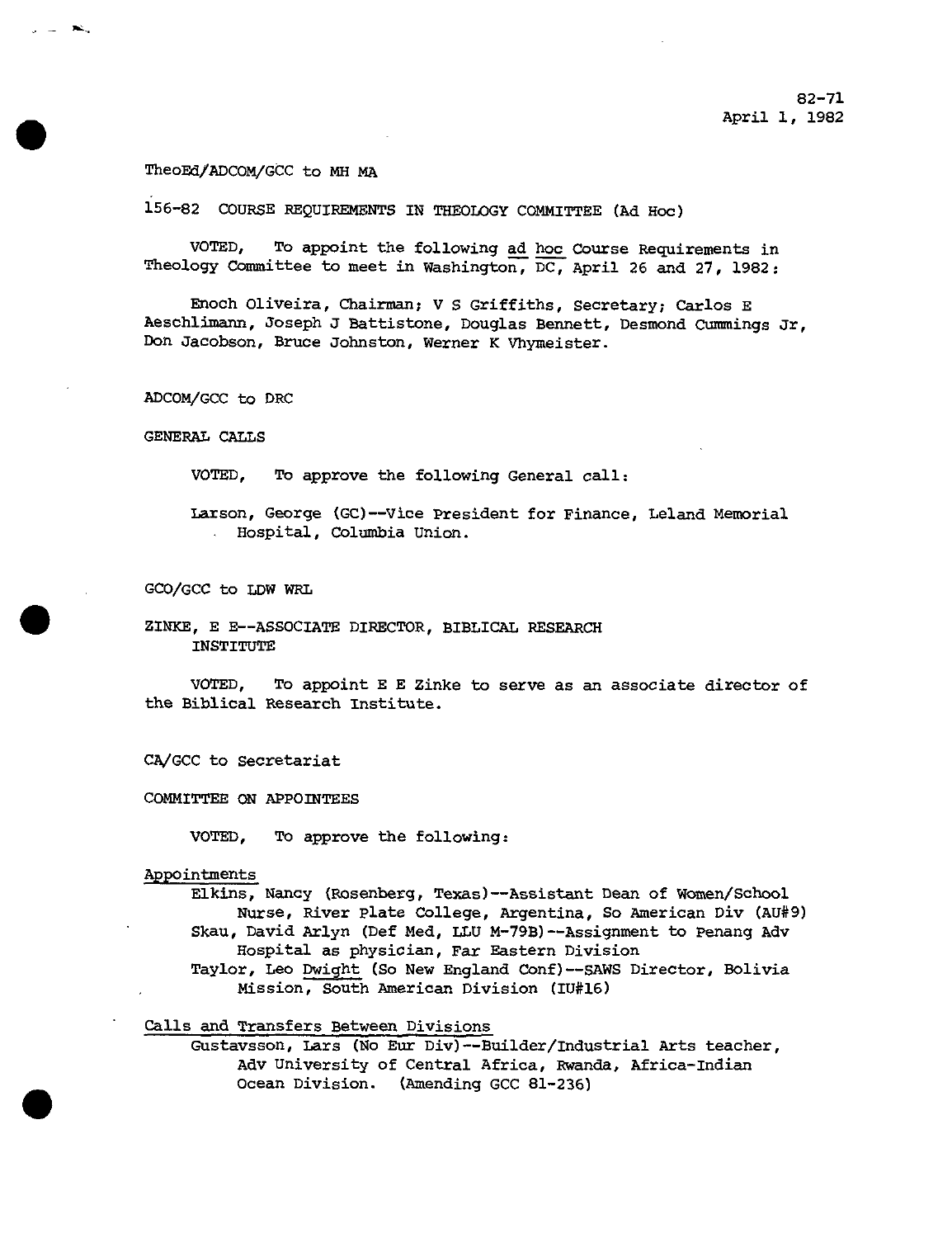82-71
April 1, 1982

TheoEd/ADCOM/GCC to MH MA

156-82 COURSE REQUIREMENTS IN THEOLOGY COMMITTEE (Ad Hoc)

VOTED, To appoint the following ad hoc Course Requirements in Theology Committee to meet in Washington, DC, April 26 and 27, 1982:

Enoch Oliveira, Chairman; V S Griffiths, Secretary; Carlos E Aeschlimann, Joseph J Battistone, Douglas Bennett, Desmond Cummings Jr, Don Jacobson, Bruce Johnston, Werner K Vhymeister.

ADCOM/GCC to DRC

GENERAL CALLS

VOTED, To approve the following General call:

Larson, George (GC)--Vice President for Finance, Leland Memorial Hospital, Columbia Union.

GCO/GCC to LDW WRL

ZINKE, E E--ASSOCIATE DIRECTOR, BIBLICAL RESEARCH INSTITUTE

VOTED, To appoint E E Zinke to serve as an associate director of the Biblical Research Institute.

CA/GCC to Secretariat

COMMITTEE ON APPOINTEES

VOTED, To approve the following:

Appointments

Elkins, Nancy (Rosenberg, Texas)--Assistant Dean of Women/School Nurse, River Plate College, Argentina, So American Div (AU#9)

Skau, David Arlyn (Def Med, LLU M-79B)--Assignment to Penang Adv Hospital as physician, Far Eastern Division

Taylor, Leo Dwight (So New England Conf)--SAWS Director, Bolivia Mission, South American Division (IU#16)

Calls and Transfers Between Divisions

Gustavsson, Lars (No Eur Div)--Builder/Industrial Arts teacher, Adv University of Central Africa, Rwanda, Africa-Indian Ocean Division. (Amending GCC 81-236)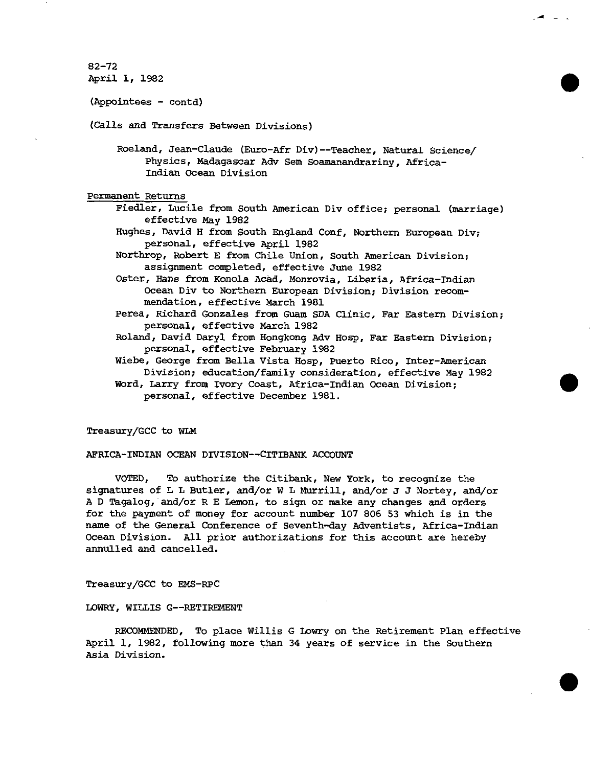82-72
April 1, 1982

(Appointees - contd)

(Calls and Transfers Between Divisions)

Roeland, Jean-Claude (Euro-Afr Div)--Teacher, Natural Science/ Physics, Madagascar Adv Sem Soamanandrariny, Africa-Indian Ocean Division

Permanent Returns

- Fiedler, Lucile from South American Div office; personal (marriage) effective May 1982
- Hughes, David H from South England Conf, Northern European Div; personal, effective April 1982
- Northrop, Robert E from Chile Union, South American Division; assignment completed, effective June 1982
- Oster, Hans from Konola Acad, Monrovia, Liberia, Africa-Indian Ocean Div to Northern European Division; Division recommendation, effective March 1981
- Perea, Richard Gonzales from Guam SDA Clinic, Far Eastern Division; personal, effective March 1982
- Roland, David Daryl from Hongkong Adv Hosp, Far Eastern Division; personal, effective February 1982
- Wiebe, George from Bella Vista Hosp, Puerto Rico, Inter-American Division; education/family consideration, effective May 1982
- Word, Larry from Ivory Coast, Africa-Indian Ocean Division; personal, effective December 1981.

Treasury/GCC to WLM

AFRICA-INDIAN OCEAN DIVISION--CITIBANK ACCOUNT

VOTED, To authorize the Citibank, New York, to recognize the signatures of L L Butler, and/or W L Murrill, and/or J J Nortey, and/or A D Tagalog, and/or R E Lemon, to sign or make any changes and orders for the payment of money for account number 107 806 53 which is in the name of the General Conference of Seventh-day Adventists, Africa-Indian Ocean Division. All prior authorizations for this account are hereby annulled and cancelled.

Treasury/GCC to EMS-RPC

LOWRY, WILLIS G--RETIREMENT

RECOMMENDED, To place Willis G Lowry on the Retirement Plan effective April 1, 1982, following more than 34 years of service in the Southern Asia Division.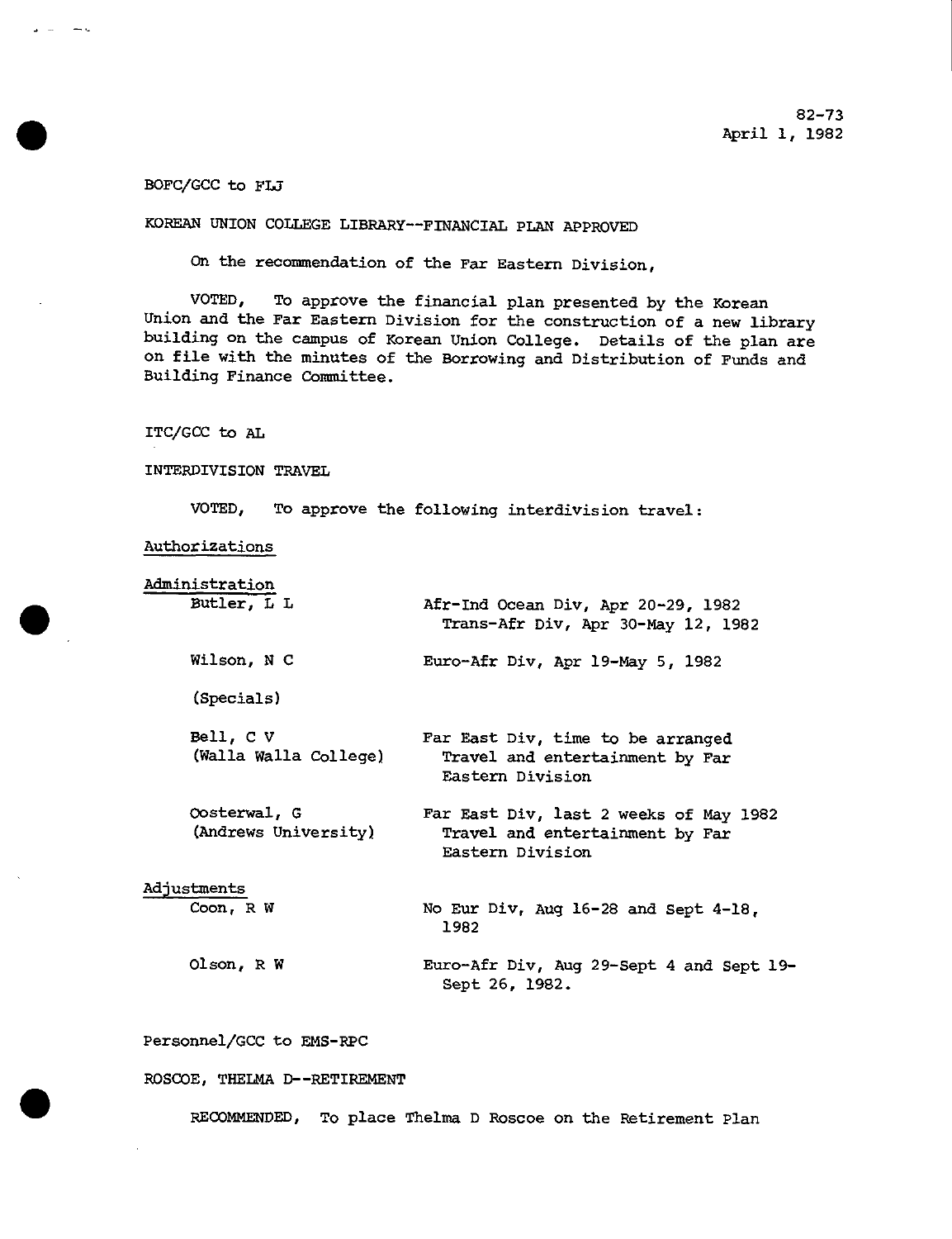82-73
April 1, 1982

BOFC/GCC to FLJ

KOREAN UNION COLLEGE LIBRARY--FINANCIAL PLAN APPROVED

On the recommendation of the Far Eastern Division,

VOTED, To approve the financial plan presented by the Korean Union and the Far Eastern Division for the construction of a new library building on the campus of Korean Union College. Details of the plan are on file with the minutes of the Borrowing and Distribution of Funds and Building Finance Committee.

ITC/GCC to AL

INTERDIVISION TRAVEL

VOTED, To approve the following interdivision travel:

Authorizations

Administration

| | |
|---|---|
| Butler, L L | Afr-Ind Ocean Div, Apr 20-29, 1982<br>Trans-Afr Div, Apr 30-May 12, 1982 |
| Wilson, N C | Euro-Afr Div, Apr 19-May 5, 1982 |
| (Specials) | |
| Bell, C V<br>(Walla Walla College) | Far East Div, time to be arranged<br>Travel and entertainment by Far Eastern Division |
| Oosterwal, G<br>(Andrews University) | Far East Div, last 2 weeks of May 1982<br>Travel and entertainment by Far Eastern Division |

Adjustments

| | |
|---|---|
| Coon, R W | No Eur Div, Aug 16-28 and Sept 4-18, 1982 |
| Olson, R W | Euro-Afr Div, Aug 29-Sept 4 and Sept 19-Sept 26, 1982. |

Personnel/GCC to EMS-RPC

ROSCOE, THELMA D--RETIREMENT

RECOMMENDED, To place Thelma D Roscoe on the Retirement Plan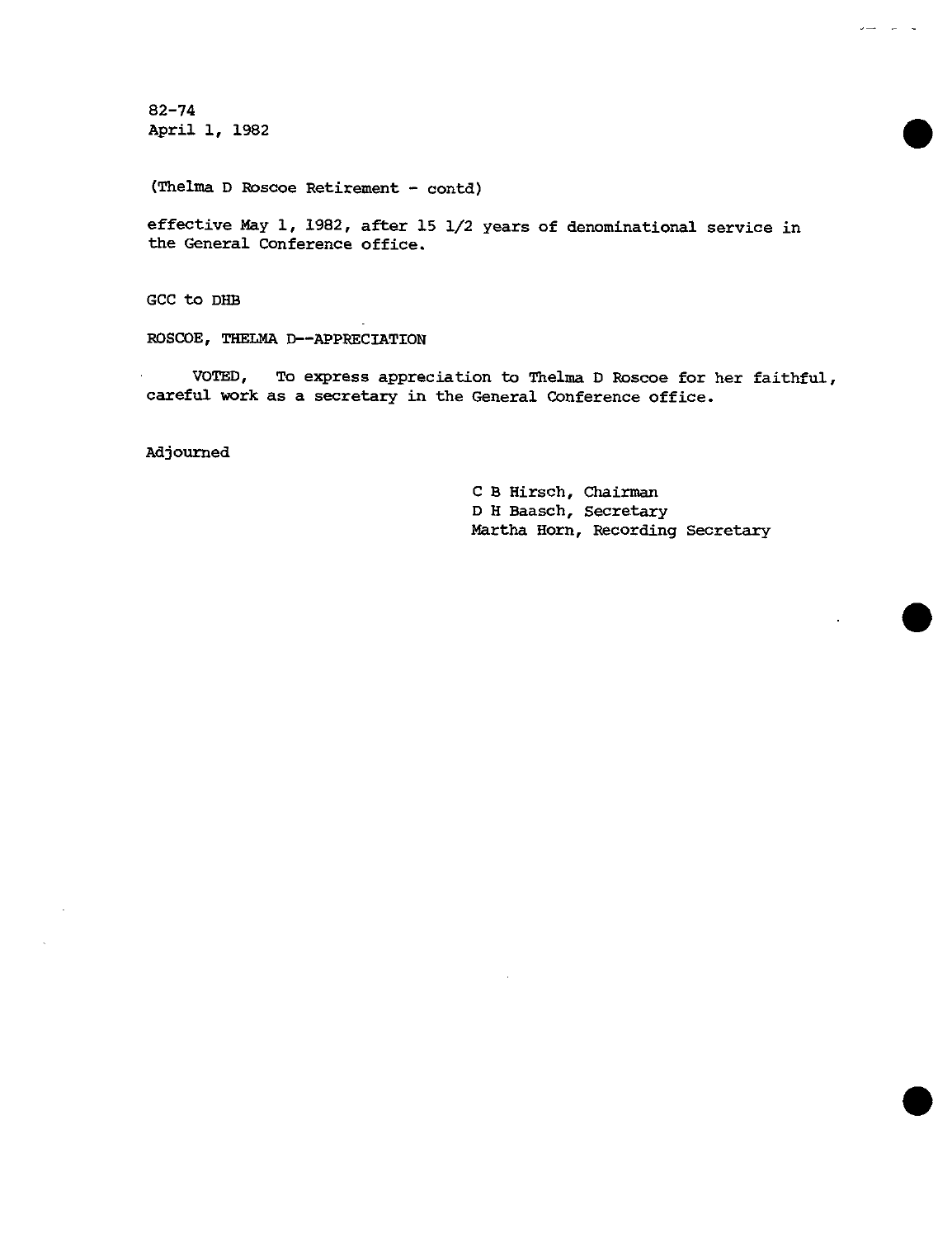82-74
April 1, 1982

(Thelma D Roscoe Retirement - contd)

effective May 1, 1982, after 15 1/2 years of denominational service in the General Conference office.

GCC to DHB

ROSCOE, THELMA D--APPRECIATION

VOTED, To express appreciation to Thelma D Roscoe for her faithful, careful work as a secretary in the General Conference office.

Adjourned

C B Hirsch, Chairman
D H Baasch, Secretary
Martha Horn, Recording Secretary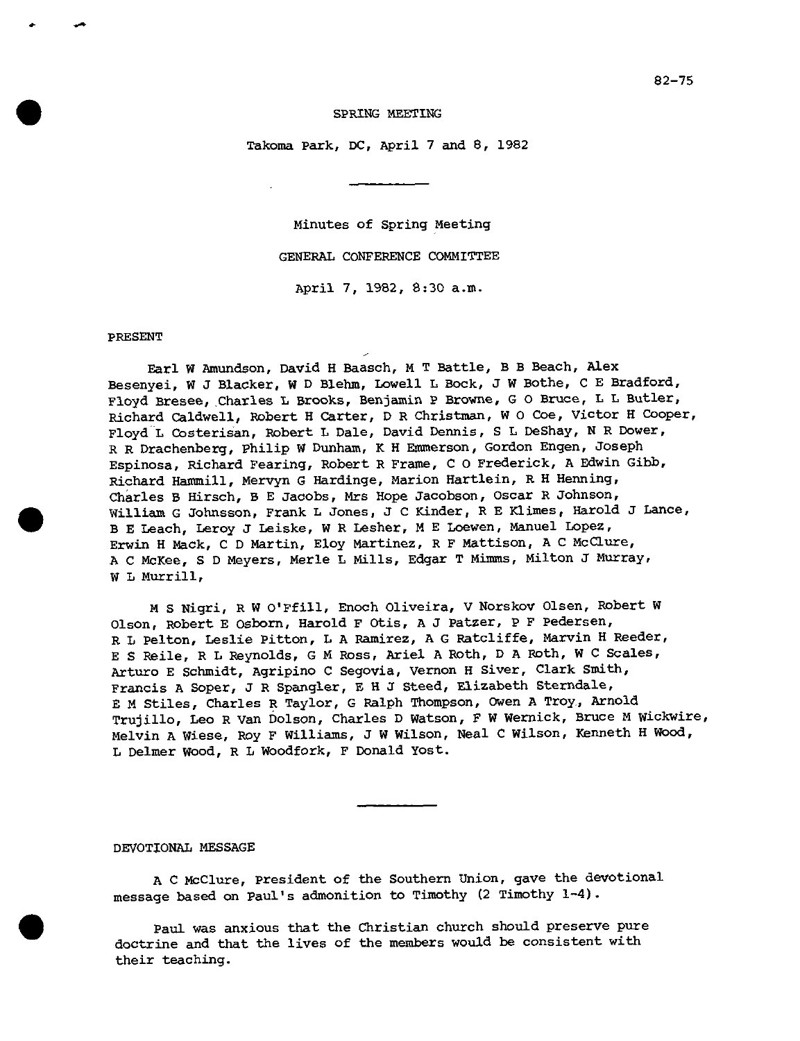82-75

SPRING MEETING

Takoma Park, DC, April 7 and 8, 1982

---

Minutes of Spring Meeting

GENERAL CONFERENCE COMMITTEE

April 7, 1982, 8:30 a.m.

PRESENT

Earl W Amundson, David H Baasch, M T Battle, B B Beach, Alex Besenyei, W J Blacker, W D Blehm, Lowell L Bock, J W Bothe, C E Bradford, Floyd Bresee, Charles L Brooks, Benjamin P Browne, G O Bruce, L L Butler, Richard Caldwell, Robert H Carter, D R Christman, W O Coe, Victor H Cooper, Floyd L Costerisan, Robert L Dale, David Dennis, S L DeShay, N R Dower, R R Drachenberg, Philip W Dunham, K H Emmerson, Gordon Engen, Joseph Espinosa, Richard Fearing, Robert R Frame, C O Frederick, A Edwin Gibb, Richard Hammill, Mervyn G Hardinge, Marion Hartlein, R H Henning, Charles B Hirsch, B E Jacobs, Mrs Hope Jacobson, Oscar R Johnson, William G Johnsson, Frank L Jones, J C Kinder, R E Klimes, Harold J Lance, B E Leach, Leroy J Leiske, W R Lesher, M E Loewen, Manuel Lopez, Erwin H Mack, C D Martin, Eloy Martinez, R F Mattison, A C McClure, A C McKee, S D Meyers, Merle L Mills, Edgar T Mimms, Milton J Murray, W L Murrill,

M S Nigri, R W O'Ffill, Enoch Oliveira, V Norskov Olsen, Robert W Olson, Robert E Osborn, Harold F Otis, A J Patzer, P F Pedersen, R L Pelton, Leslie Pitton, L A Ramirez, A G Ratcliffe, Marvin H Reeder, E S Reile, R L Reynolds, G M Ross, Ariel A Roth, D A Roth, W C Scales, Arturo E Schmidt, Agripino C Segovia, Vernon H Siver, Clark Smith, Francis A Soper, J R Spangler, E H J Steed, Elizabeth Sterndale, E M Stiles, Charles R Taylor, G Ralph Thompson, Owen A Troy, Arnold Trujillo, Leo R Van Dolson, Charles D Watson, F W Wernick, Bruce M Wickwire, Melvin A Wiese, Roy F Williams, J W Wilson, Neal C Wilson, Kenneth H Wood, L Delmer Wood, R L Woodfork, F Donald Yost.

---

DEVOTIONAL MESSAGE

A C McClure, President of the Southern Union, gave the devotional message based on Paul's admonition to Timothy (2 Timothy 1-4).

Paul was anxious that the Christian church should preserve pure doctrine and that the lives of the members would be consistent with their teaching.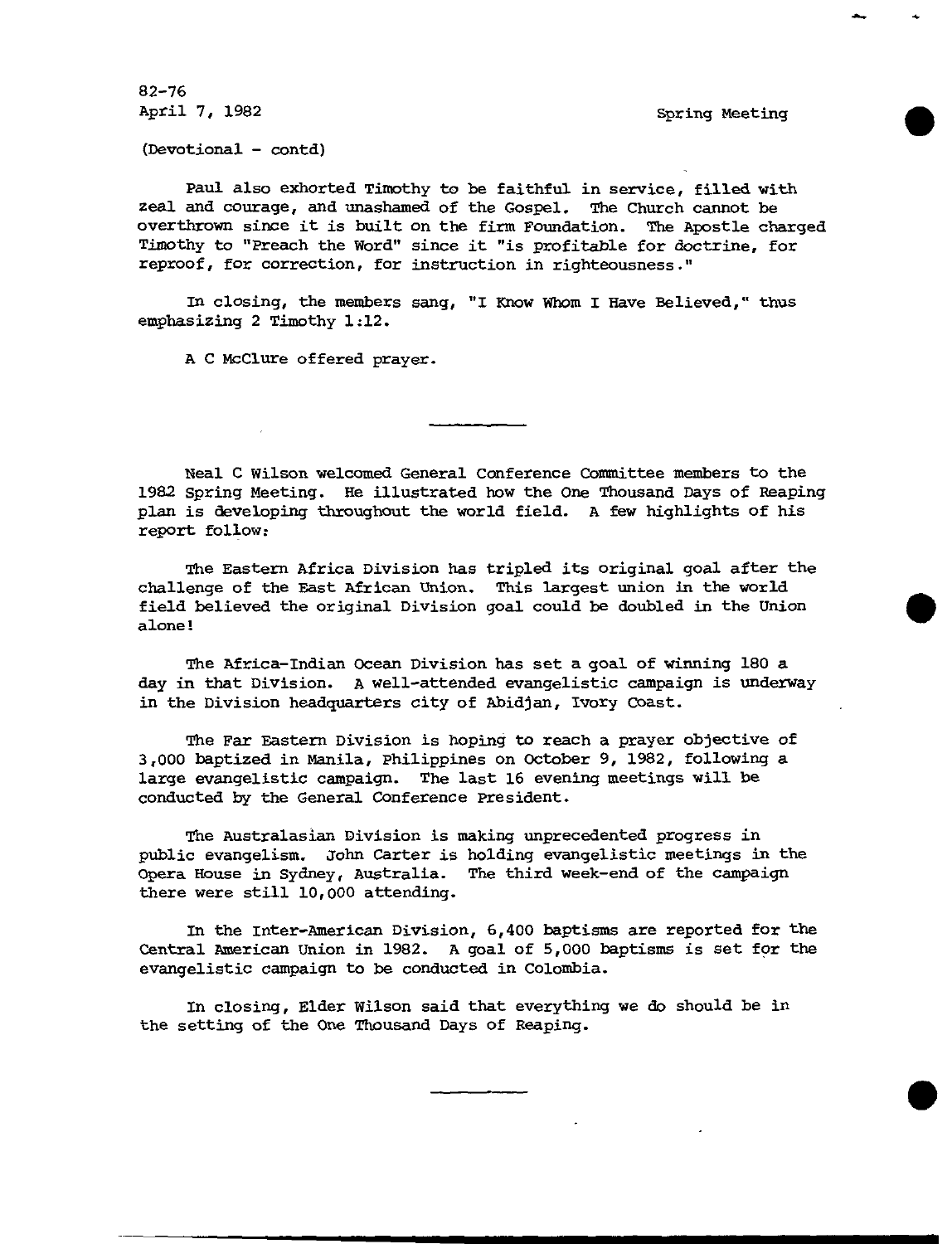82-76
April 7, 1982 Spring Meeting

(Devotional - contd)

Paul also exhorted Timothy to be faithful in service, filled with zeal and courage, and unashamed of the Gospel. The Church cannot be overthrown since it is built on the firm Foundation. The Apostle charged Timothy to "Preach the Word" since it "is profitable for doctrine, for reproof, for correction, for instruction in righteousness."

In closing, the members sang, "I Know Whom I Have Believed," thus emphasizing 2 Timothy 1:12.

A C McClure offered prayer.

---

Neal C Wilson welcomed General Conference Committee members to the 1982 Spring Meeting. He illustrated how the One Thousand Days of Reaping plan is developing throughout the world field. A few highlights of his report follow:

The Eastern Africa Division has tripled its original goal after the challenge of the East African Union. This largest union in the world field believed the original Division goal could be doubled in the Union alone!

The Africa-Indian Ocean Division has set a goal of winning 180 a day in that Division. A well-attended evangelistic campaign is underway in the Division headquarters city of Abidjan, Ivory Coast.

The Far Eastern Division is hoping to reach a prayer objective of 3,000 baptized in Manila, Philippines on October 9, 1982, following a large evangelistic campaign. The last 16 evening meetings will be conducted by the General Conference President.

The Australasian Division is making unprecedented progress in public evangelism. John Carter is holding evangelistic meetings in the Opera House in Sydney, Australia. The third week-end of the campaign there were still 10,000 attending.

In the Inter-American Division, 6,400 baptisms are reported for the Central American Union in 1982. A goal of 5,000 baptisms is set for the evangelistic campaign to be conducted in Colombia.

In closing, Elder Wilson said that everything we do should be in the setting of the One Thousand Days of Reaping.

---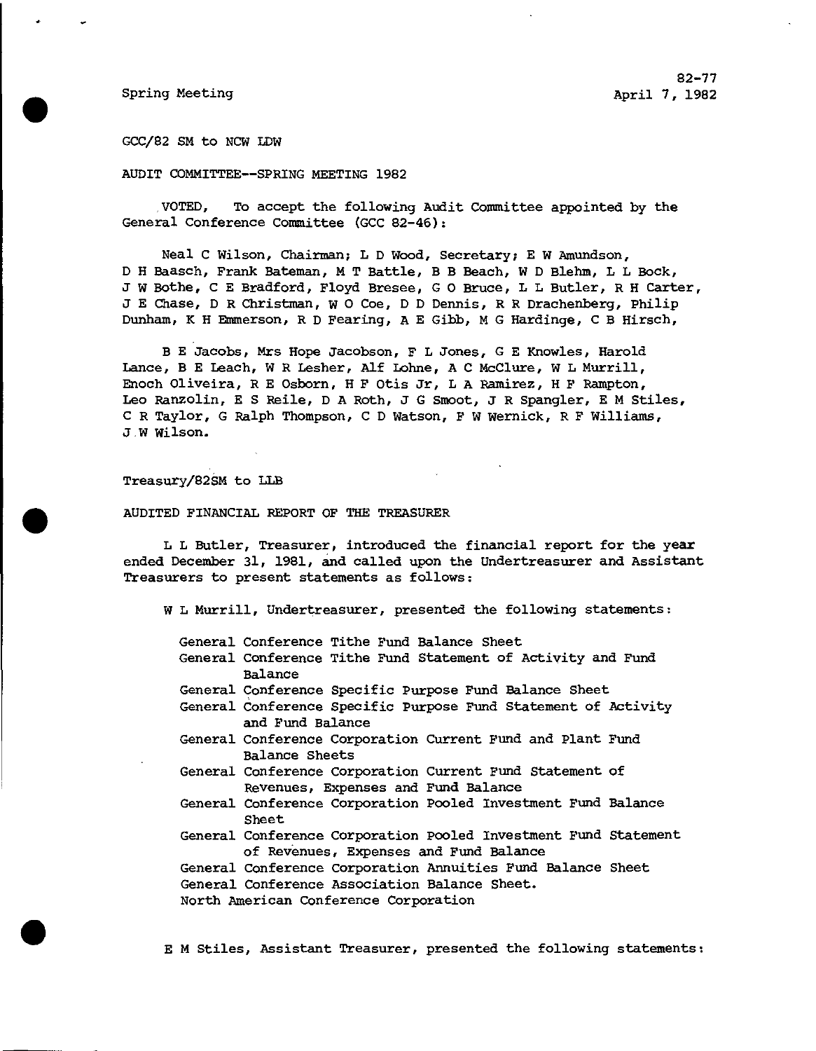Spring Meeting

82-77
April 7, 1982

GCC/82 SM to NCW LDW

AUDIT COMMITTEE--SPRING MEETING 1982

VOTED, To accept the following Audit Committee appointed by the General Conference Committee (GCC 82-46):

Neal C Wilson, Chairman; L D Wood, Secretary; E W Amundson, D H Baasch, Frank Bateman, M T Battle, B B Beach, W D Blehm, L L Bock, J W Bothe, C E Bradford, Floyd Bresee, G O Bruce, L L Butler, R H Carter, J E Chase, D R Christman, W O Coe, D D Dennis, R R Drachenberg, Philip Dunham, K H Emmerson, R D Fearing, A E Gibb, M G Hardinge, C B Hirsch,

B E Jacobs, Mrs Hope Jacobson, F L Jones, G E Knowles, Harold Lance, B E Leach, W R Lesher, Alf Lohne, A C McClure, W L Murrill, Enoch Oliveira, R E Osborn, H F Otis Jr, L A Ramirez, H F Rampton, Leo Ranzolin, E S Reile, D A Roth, J G Smoot, J R Spangler, E M Stiles, C R Taylor, G Ralph Thompson, C D Watson, F W Wernick, R F Williams, J W Wilson.

Treasury/82SM to LLB

AUDITED FINANCIAL REPORT OF THE TREASURER

L L Butler, Treasurer, introduced the financial report for the year ended December 31, 1981, and called upon the Undertreasurer and Assistant Treasurers to present statements as follows:

W L Murrill, Undertreasurer, presented the following statements:

- General Conference Tithe Fund Balance Sheet
- General Conference Tithe Fund Statement of Activity and Fund Balance
- General Conference Specific Purpose Fund Balance Sheet
- General Conference Specific Purpose Fund Statement of Activity and Fund Balance
- General Conference Corporation Current Fund and Plant Fund Balance Sheets
- General Conference Corporation Current Fund Statement of Revenues, Expenses and Fund Balance
- General Conference Corporation Pooled Investment Fund Balance Sheet
- General Conference Corporation Pooled Investment Fund Statement of Revenues, Expenses and Fund Balance
- General Conference Corporation Annuities Fund Balance Sheet
- General Conference Association Balance Sheet.
- North American Conference Corporation

E M Stiles, Assistant Treasurer, presented the following statements: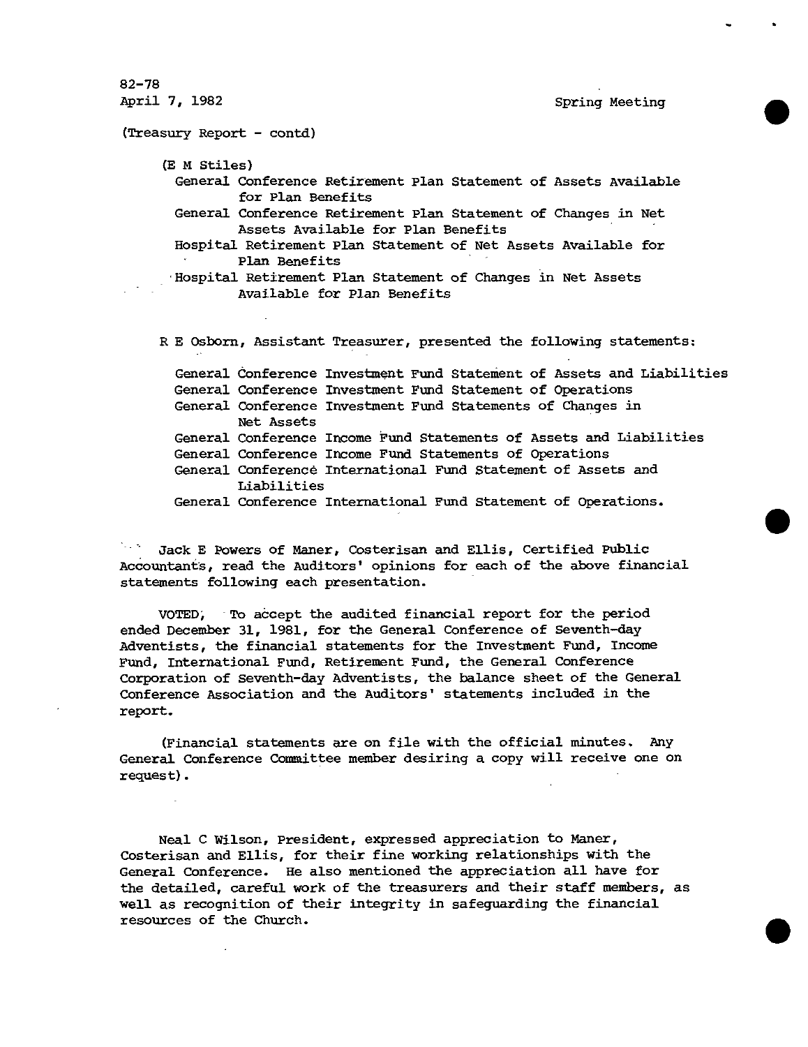82-78
April 7, 1982 Spring Meeting

(Treasury Report - contd)

(E M Stiles)

General Conference Retirement Plan Statement of Assets Available for Plan Benefits
General Conference Retirement Plan Statement of Changes in Net Assets Available for Plan Benefits
Hospital Retirement Plan Statement of Net Assets Available for Plan Benefits
Hospital Retirement Plan Statement of Changes in Net Assets Available for Plan Benefits

R E Osborn, Assistant Treasurer, presented the following statements:

General Conference Investment Fund Statement of Assets and Liabilities
General Conference Investment Fund Statement of Operations
General Conference Investment Fund Statements of Changes in Net Assets
General Conference Income Fund Statements of Assets and Liabilities
General Conference Income Fund Statements of Operations
General Conference International Fund Statement of Assets and Liabilities
General Conference International Fund Statement of Operations.

Jack E Powers of Maner, Costerisan and Ellis, Certified Public Accountants, read the Auditors' opinions for each of the above financial statements following each presentation.

VOTED, To accept the audited financial report for the period ended December 31, 1981, for the General Conference of Seventh-day Adventists, the financial statements for the Investment Fund, Income Fund, International Fund, Retirement Fund, the General Conference Corporation of Seventh-day Adventists, the balance sheet of the General Conference Association and the Auditors' statements included in the report.

(Financial statements are on file with the official minutes. Any General Conference Committee member desiring a copy will receive one on request).

Neal C Wilson, President, expressed appreciation to Maner, Costerisan and Ellis, for their fine working relationships with the General Conference. He also mentioned the appreciation all have for the detailed, careful work of the treasurers and their staff members, as well as recognition of their integrity in safeguarding the financial resources of the Church.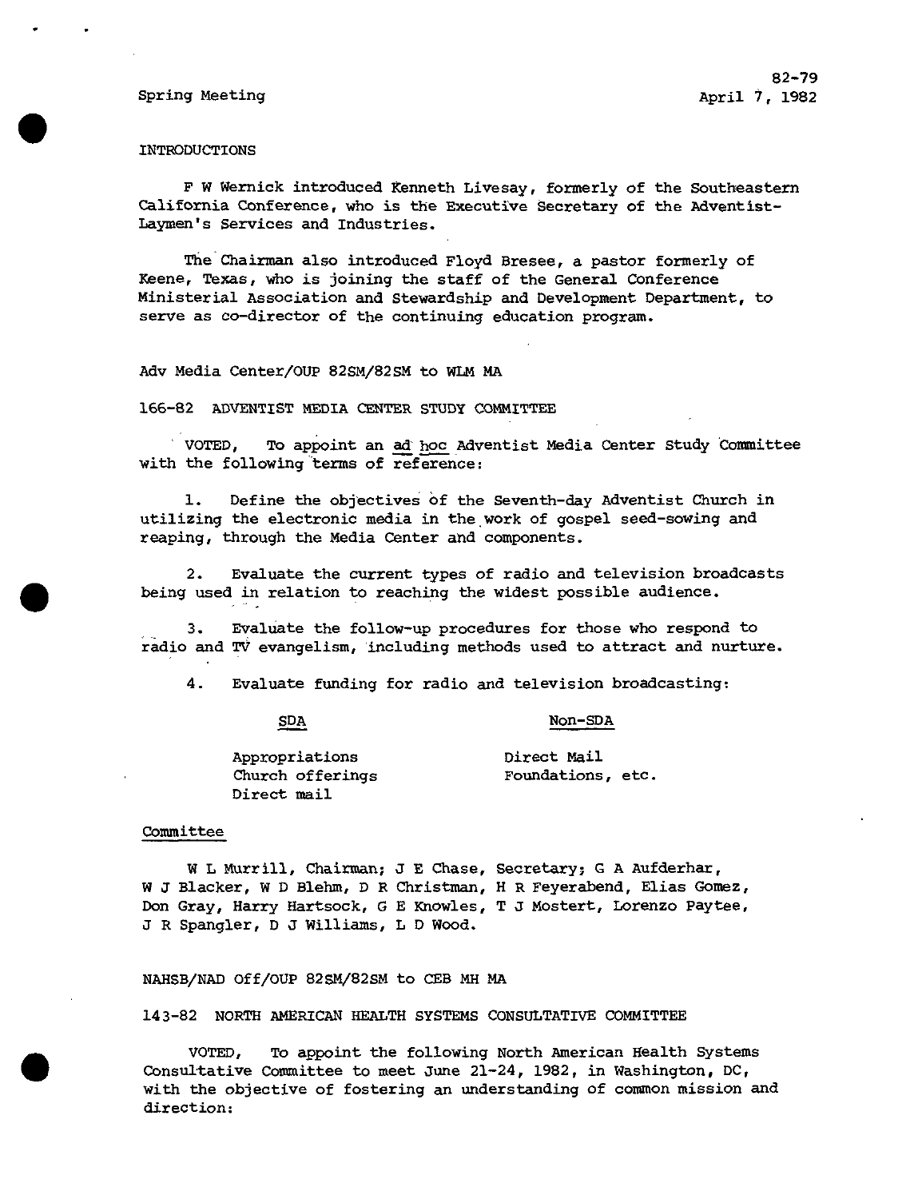INTRODUCTIONS

F W Wernick introduced Kenneth Livesay, formerly of the Southeastern California Conference, who is the Executive Secretary of the Adventist-Laymen's Services and Industries.

The Chairman also introduced Floyd Bresee, a pastor formerly of Keene, Texas, who is joining the staff of the General Conference Ministerial Association and Stewardship and Development Department, to serve as co-director of the continuing education program.

Adv Media Center/OUP 82SM/82SM to WLM MA

166-82 ADVENTIST MEDIA CENTER STUDY COMMITTEE

VOTED, To appoint an *ad hoc* Adventist Media Center Study Committee with the following terms of reference:

1. Define the objectives of the Seventh-day Adventist Church in utilizing the electronic media in the work of gospel seed-sowing and reaping, through the Media Center and components.

2. Evaluate the current types of radio and television broadcasts being used in relation to reaching the widest possible audience.

3. Evaluate the follow-up procedures for those who respond to radio and TV evangelism, including methods used to attract and nurture.

4. Evaluate funding for radio and television broadcasting:

| SDA | Non-SDA |
|---|---|
| Appropriations | Direct Mail |
| Church offerings | Foundations, etc. |
| Direct mail | |

Committee

W L Murrill, Chairman; J E Chase, Secretary; G A Aufderhar, W J Blacker, W D Blehm, D R Christman, H R Feyerabend, Elias Gomez, Don Gray, Harry Hartsock, G E Knowles, T J Mostert, Lorenzo Paytee, J R Spangler, D J Williams, L D Wood.

NAHSB/NAD Off/OUP 82SM/82SM to CEB MH MA

143-82 NORTH AMERICAN HEALTH SYSTEMS CONSULTATIVE COMMITTEE

VOTED, To appoint the following North American Health Systems Consultative Committee to meet June 21-24, 1982, in Washington, DC, with the objective of fostering an understanding of common mission and direction: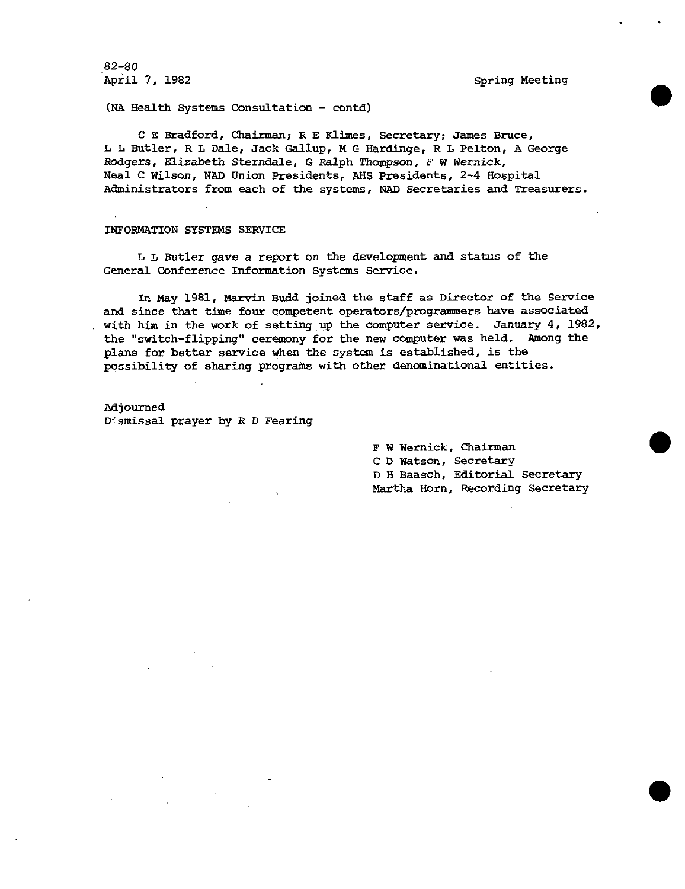82-80
April 7, 1982 Spring Meeting

(NA Health Systems Consultation - contd)

C E Bradford, Chairman; R E Klimes, Secretary; James Bruce, L L Butler, R L Dale, Jack Gallup, M G Hardinge, R L Pelton, A George Rodgers, Elizabeth Sterndale, G Ralph Thompson, F W Wernick, Neal C Wilson, NAD Union Presidents, AHS Presidents, 2-4 Hospital Administrators from each of the systems, NAD Secretaries and Treasurers.

INFORMATION SYSTEMS SERVICE

L L Butler gave a report on the development and status of the General Conference Information Systems Service.

In May 1981, Marvin Budd joined the staff as Director of the Service and since that time four competent operators/programmers have associated with him in the work of setting up the computer service. January 4, 1982, the "switch-flipping" ceremony for the new computer was held. Among the plans for better service when the system is established, is the possibility of sharing programs with other denominational entities.

Adjourned
Dismissal prayer by R D Fearing

F W Wernick, Chairman
C D Watson, Secretary
D H Baasch, Editorial Secretary
Martha Horn, Recording Secretary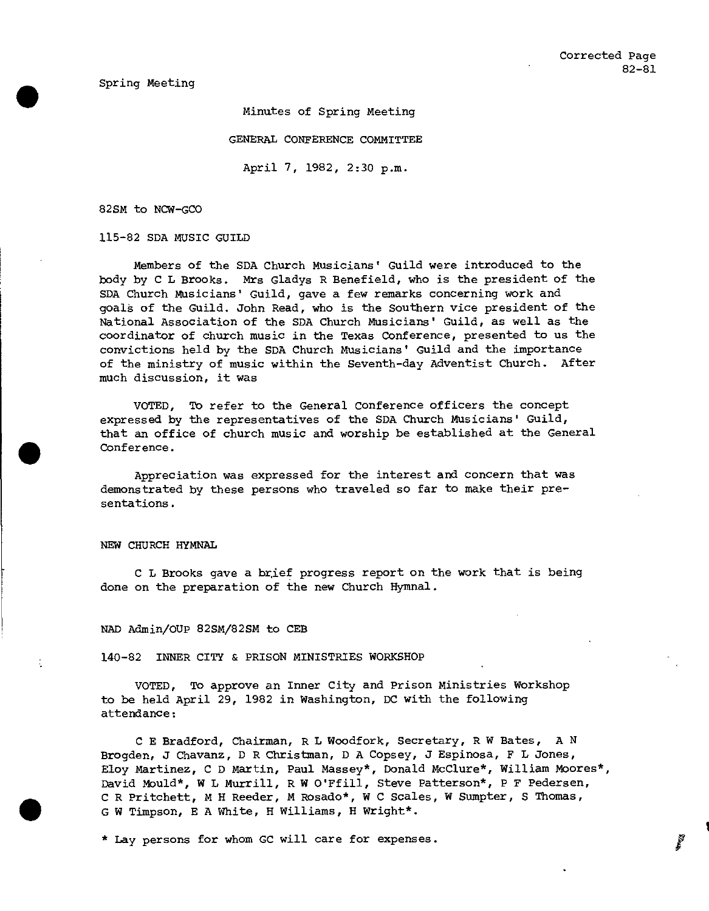Corrected Page
82-81

Spring Meeting

Minutes of Spring Meeting

GENERAL CONFERENCE COMMITTEE

April 7, 1982, 2:30 p.m.

82SM to NCW-GCO

115-82 SDA MUSIC GUILD

Members of the SDA Church Musicians' Guild were introduced to the body by C L Brooks. Mrs Gladys R Benefield, who is the president of the SDA Church Musicians' Guild, gave a few remarks concerning work and goals of the Guild. John Read, who is the Southern vice president of the National Association of the SDA Church Musicians' Guild, as well as the coordinator of church music in the Texas Conference, presented to us the convictions held by the SDA Church Musicians' Guild and the importance of the ministry of music within the Seventh-day Adventist Church. After much discussion, it was

VOTED, To refer to the General Conference officers the concept expressed by the representatives of the SDA Church Musicians' Guild, that an office of church music and worship be established at the General Conference.

Appreciation was expressed for the interest and concern that was demonstrated by these persons who traveled so far to make their presentations.

NEW CHURCH HYMNAL

C L Brooks gave a brief progress report on the work that is being done on the preparation of the new Church Hymnal.

NAD Admin/OUP 82SM/82SM to CEB

140-82 INNER CITY & PRISON MINISTRIES WORKSHOP

VOTED, To approve an Inner City and Prison Ministries Workshop to be held April 29, 1982 in Washington, DC with the following attendance:

C E Bradford, Chairman, R L Woodfork, Secretary, R W Bates, A N Brogden, J Chavanz, D R Christman, D A Copsey, J Espinosa, F L Jones, Eloy Martinez, C D Martin, Paul Massey*, Donald McClure*, William Moores*, David Mould*, W L Murrill, R W O'Ffill, Steve Patterson*, P F Pedersen, C R Pritchett, M H Reeder, M Rosado*, W C Scales, W Sumpter, S Thomas, G W Timpson, E A White, H Williams, H Wright*.

\* Lay persons for whom GC will care for expenses.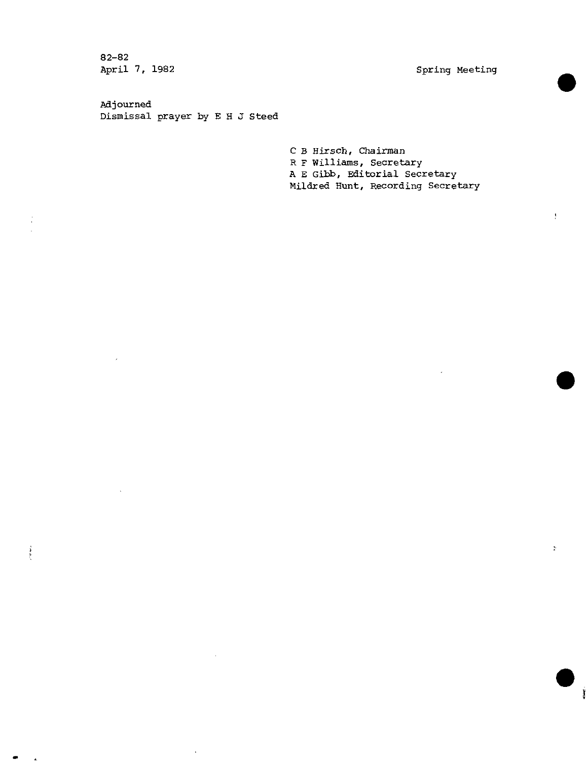82-82
April 7, 1982

Spring Meeting

Adjourned
Dismissal prayer by E H J Steed

C B Hirsch, Chairman
R F Williams, Secretary
A E Gibb, Editorial Secretary
Mildred Hunt, Recording Secretary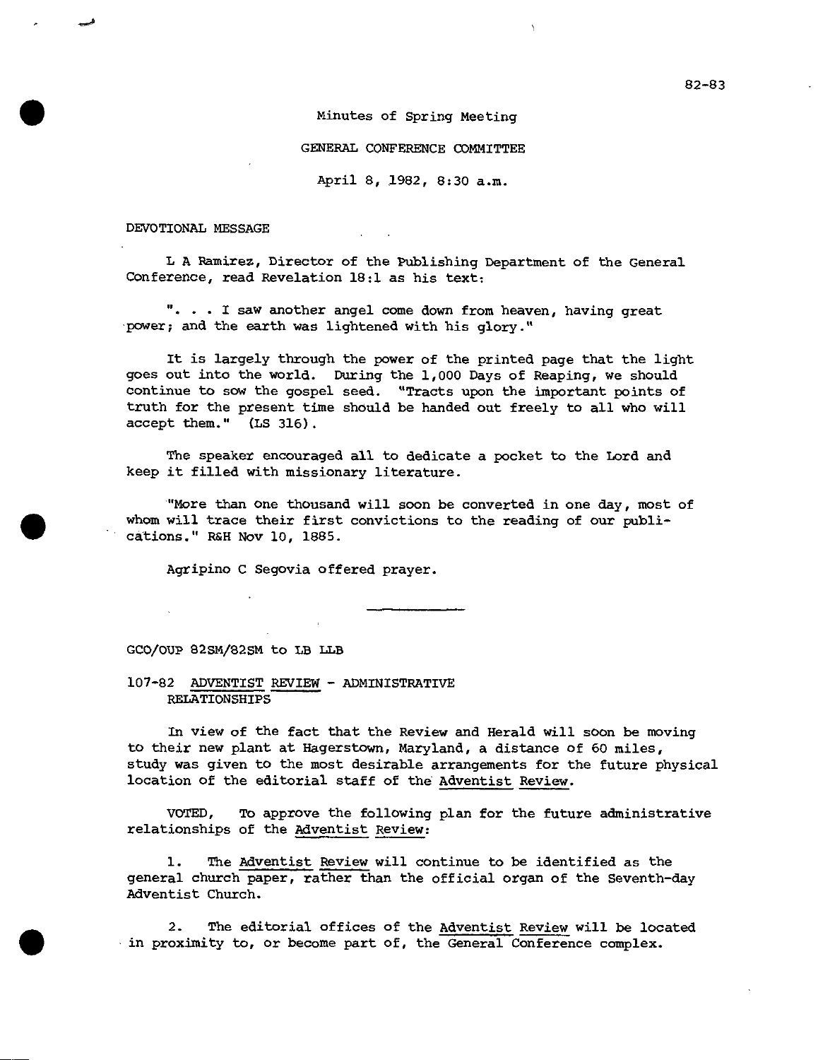82-83

Minutes of Spring Meeting

GENERAL CONFERENCE COMMITTEE

April 8, 1982, 8:30 a.m.

DEVOTIONAL MESSAGE

L A Ramirez, Director of the Publishing Department of the General Conference, read Revelation 18:1 as his text:

". . . I saw another angel come down from heaven, having great power; and the earth was lightened with his glory."

It is largely through the power of the printed page that the light goes out into the world. During the 1,000 Days of Reaping, we should continue to sow the gospel seed. "Tracts upon the important points of truth for the present time should be handed out freely to all who will accept them." (LS 316).

The speaker encouraged all to dedicate a pocket to the Lord and keep it filled with missionary literature.

"More than one thousand will soon be converted in one day, most of whom will trace their first convictions to the reading of our publications." R&H Nov 10, 1885.

Agripino C Segovia offered prayer.

---

GCO/OUP 82SM/82SM to LB LLB

107-82 ADVENTIST REVIEW - ADMINISTRATIVE RELATIONSHIPS

In view of the fact that the Review and Herald will soon be moving to their new plant at Hagerstown, Maryland, a distance of 60 miles, study was given to the most desirable arrangements for the future physical location of the editorial staff of the *Adventist Review*.

VOTED, To approve the following plan for the future administrative relationships of the *Adventist Review*:

1. The *Adventist Review* will continue to be identified as the general church paper, rather than the official organ of the Seventh-day Adventist Church.

2. The editorial offices of the *Adventist Review* will be located in proximity to, or become part of, the General Conference complex.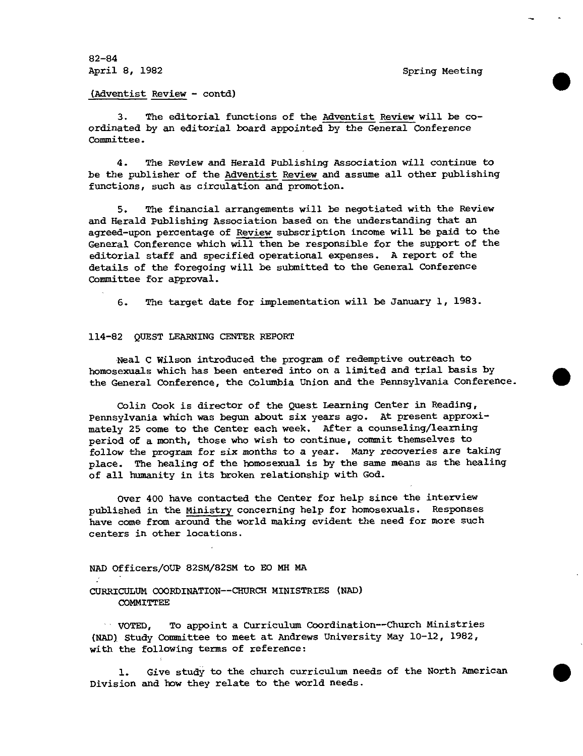82-84
April 8, 1982 Spring Meeting

(Adventist Review - contd)

3. The editorial functions of the Adventist Review will be coordinated by an editorial board appointed by the General Conference Committee.

4. The Review and Herald Publishing Association will continue to be the publisher of the Adventist Review and assume all other publishing functions, such as circulation and promotion.

5. The financial arrangements will be negotiated with the Review and Herald Publishing Association based on the understanding that an agreed-upon percentage of Review subscription income will be paid to the General Conference which will then be responsible for the support of the editorial staff and specified operational expenses. A report of the details of the foregoing will be submitted to the General Conference Committee for approval.

6. The target date for implementation will be January 1, 1983.

114-82 QUEST LEARNING CENTER REPORT

Neal C Wilson introduced the program of redemptive outreach to homosexuals which has been entered into on a limited and trial basis by the General Conference, the Columbia Union and the Pennsylvania Conference.

Colin Cook is director of the Quest Learning Center in Reading, Pennsylvania which was begun about six years ago. At present approximately 25 come to the Center each week. After a counseling/learning period of a month, those who wish to continue, commit themselves to follow the program for six months to a year. Many recoveries are taking place. The healing of the homosexual is by the same means as the healing of all humanity in its broken relationship with God.

Over 400 have contacted the Center for help since the interview published in the Ministry concerning help for homosexuals. Responses have come from around the world making evident the need for more such centers in other locations.

NAD Officers/OUP 82SM/82SM to EO MH MA

CURRICULUM COORDINATION--CHURCH MINISTRIES (NAD) COMMITTEE

VOTED, To appoint a Curriculum Coordination--Church Ministries (NAD) Study Committee to meet at Andrews University May 10-12, 1982, with the following terms of reference:

1. Give study to the church curriculum needs of the North American Division and how they relate to the world needs.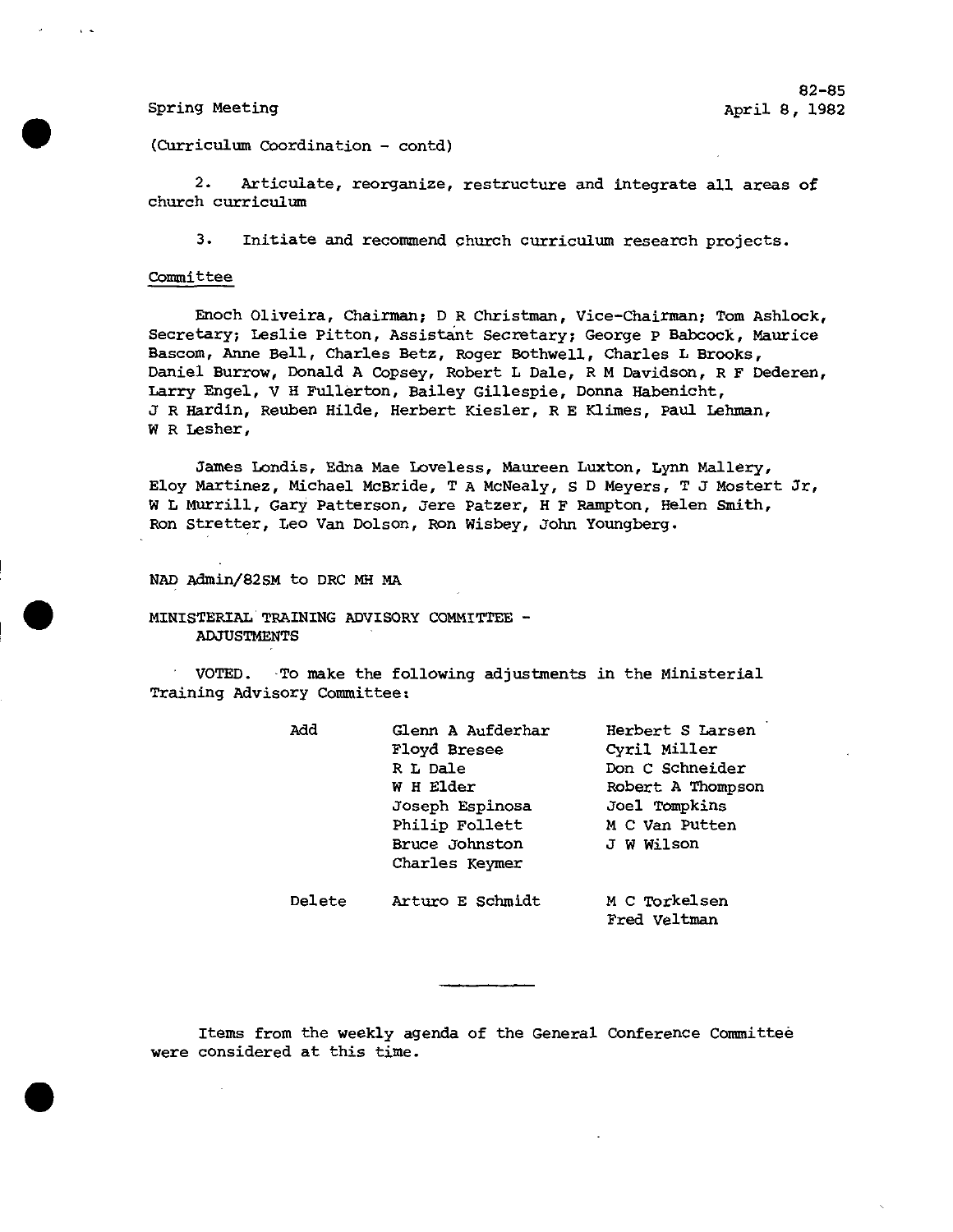(Curriculum Coordination - contd)

2. Articulate, reorganize, restructure and integrate all areas of church curriculum

3. Initiate and recommend church curriculum research projects.

Committee

Enoch Oliveira, Chairman; D R Christman, Vice-Chairman; Tom Ashlock, Secretary; Leslie Pitton, Assistant Secretary; George P Babcock, Maurice Bascom, Anne Bell, Charles Betz, Roger Bothwell, Charles L Brooks, Daniel Burrow, Donald A Copsey, Robert L Dale, R M Davidson, R F Dederen, Larry Engel, V H Fullerton, Bailey Gillespie, Donna Habenicht, J R Hardin, Reuben Hilde, Herbert Kiesler, R E Klimes, Paul Lehman, W R Lesher,

James Londis, Edna Mae Loveless, Maureen Luxton, Lynn Mallery, Eloy Martinez, Michael McBride, T A McNealy, S D Meyers, T J Mostert Jr, W L Murrill, Gary Patterson, Jere Patzer, H F Rampton, Helen Smith, Ron Stretter, Leo Van Dolson, Ron Wisbey, John Youngberg.

NAD Admin/82SM to DRC MH MA

MINISTERIAL TRAINING ADVISORY COMMITTEE - ADJUSTMENTS

VOTED. To make the following adjustments in the Ministerial Training Advisory Committee:

| | | |
|---|---|---|
| Add | Glenn A Aufderhar | Herbert S Larsen |
| | Floyd Bresee | Cyril Miller |
| | R L Dale | Don C Schneider |
| | W H Elder | Robert A Thompson |
| | Joseph Espinosa | Joel Tompkins |
| | Philip Follett | M C Van Putten |
| | Bruce Johnston | J W Wilson |
| | Charles Keymer | |
| Delete | Arturo E Schmidt | M C Torkelsen |
| | | Fred Veltman |

---

Items from the weekly agenda of the General Conference Committee were considered at this time.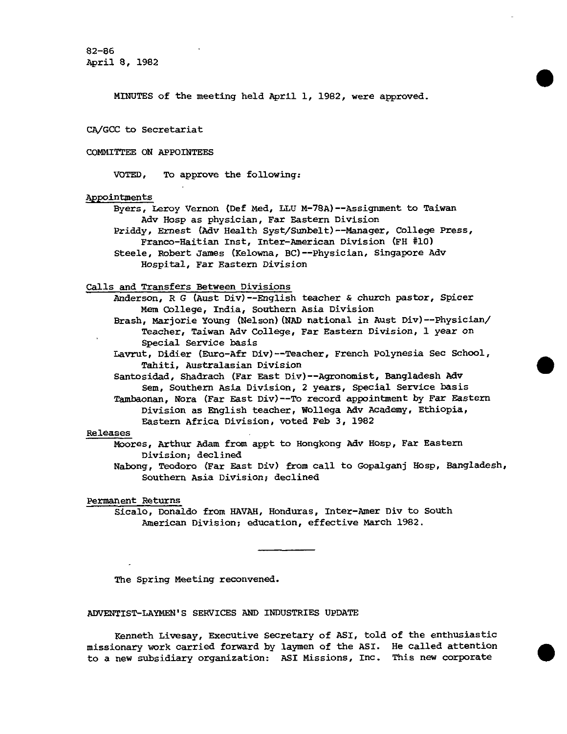82-86
April 8, 1982

MINUTES of the meeting held April 1, 1982, were approved.

CA/GCC to Secretariat

COMMITTEE ON APPOINTEES

VOTED, To approve the following:

Appointments

Byers, Leroy Vernon (Def Med, LLU M-78A)--Assignment to Taiwan Adv Hosp as physician, Far Eastern Division

Priddy, Ernest (Adv Health Syst/Sunbelt)--Manager, College Press, Franco-Haitian Inst, Inter-American Division (FH #10)

Steele, Robert James (Kelowna, BC)--Physician, Singapore Adv Hospital, Far Eastern Division

Calls and Transfers Between Divisions

Anderson, R G (Aust Div)--English teacher & church pastor, Spicer Mem College, India, Southern Asia Division

Brash, Marjorie Young (Nelson)(NAD national in Aust Div)--Physician/ Teacher, Taiwan Adv College, Far Eastern Division, 1 year on Special Service basis

Lavrut, Didier (Euro-Afr Div)--Teacher, French Polynesia Sec School, Tahiti, Australasian Division

Santosidad, Shadrach (Far East Div)--Agronomist, Bangladesh Adv Sem, Southern Asia Division, 2 years, Special Service basis

Tambaonan, Nora (Far East Div)--To record appointment by Far Eastern Division as English teacher, Wollega Adv Academy, Ethiopia, Eastern Africa Division, voted Feb 3, 1982

Releases

Moores, Arthur Adam from appt to Hongkong Adv Hosp, Far Eastern Division; declined

Nabong, Teodoro (Far East Div) from call to Gopalganj Hosp, Bangladesh, Southern Asia Division; declined

Permanent Returns

Sicalo, Donaldo from HAVAH, Honduras, Inter-Amer Div to South American Division; education, effective March 1982.

---

The Spring Meeting reconvened.

ADVENTIST-LAYMEN'S SERVICES AND INDUSTRIES UPDATE

Kenneth Livesay, Executive Secretary of ASI, told of the enthusiastic missionary work carried forward by laymen of the ASI. He called attention to a new subsidiary organization: ASI Missions, Inc. This new corporate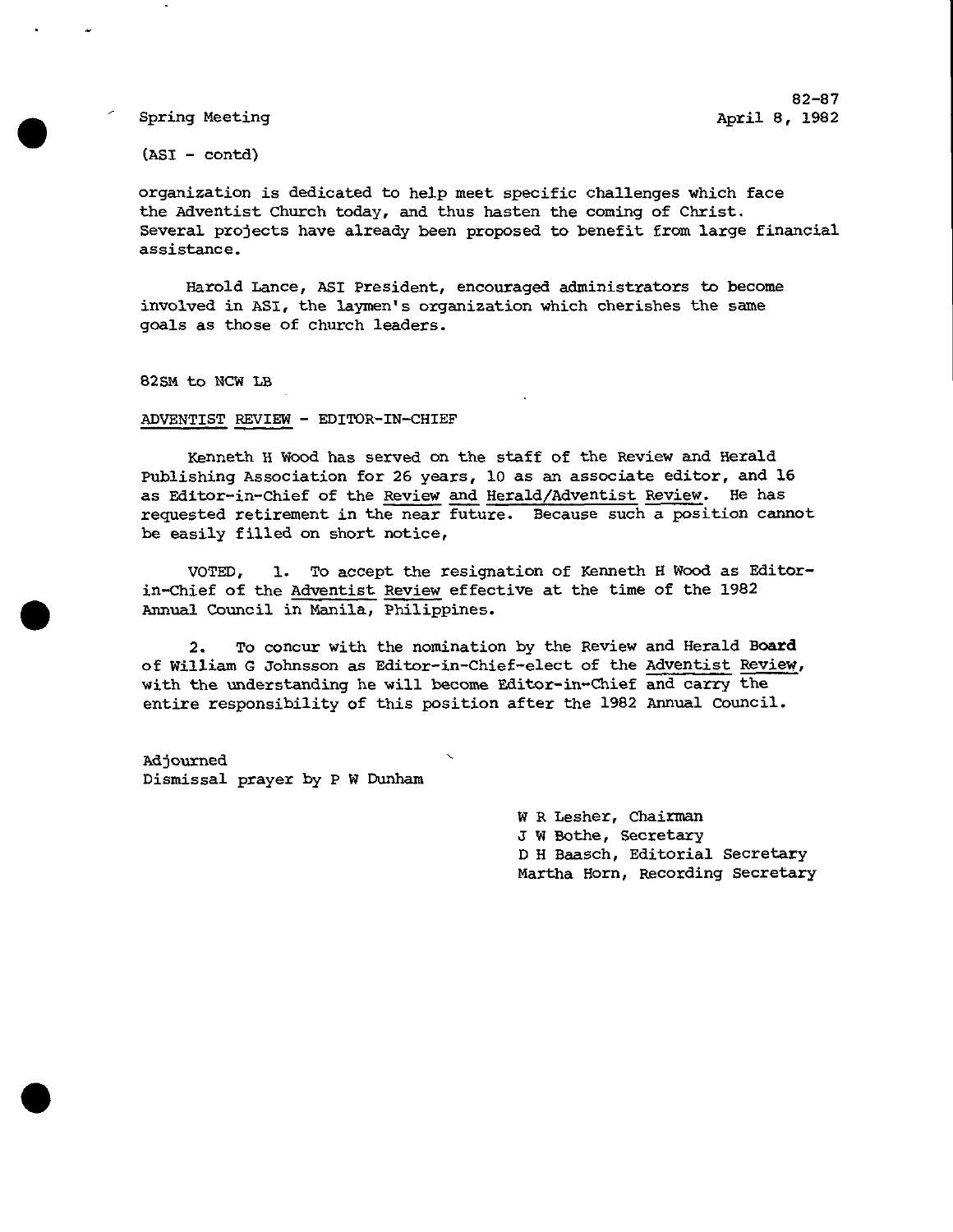(ASI - contd)

organization is dedicated to help meet specific challenges which face the Adventist Church today, and thus hasten the coming of Christ. Several projects have already been proposed to benefit from large financial assistance.

Harold Lance, ASI President, encouraged administrators to become involved in ASI, the laymen's organization which cherishes the same goals as those of church leaders.

82SM to NCW LB

ADVENTIST REVIEW - EDITOR-IN-CHIEF

Kenneth H Wood has served on the staff of the Review and Herald Publishing Association for 26 years, 10 as an associate editor, and 16 as Editor-in-Chief of the Review and Herald/Adventist Review. He has requested retirement in the near future. Because such a position cannot be easily filled on short notice,

VOTED, 1. To accept the resignation of Kenneth H Wood as Editor-in-Chief of the Adventist Review effective at the time of the 1982 Annual Council in Manila, Philippines.

2. To concur with the nomination by the Review and Herald Board of William G Johnsson as Editor-in-Chief-elect of the Adventist Review, with the understanding he will become Editor-in-Chief and carry the entire responsibility of this position after the 1982 Annual Council.

Adjourned
Dismissal prayer by P W Dunham

W R Lesher, Chairman
J W Bothe, Secretary
D H Baasch, Editorial Secretary
Martha Horn, Recording Secretary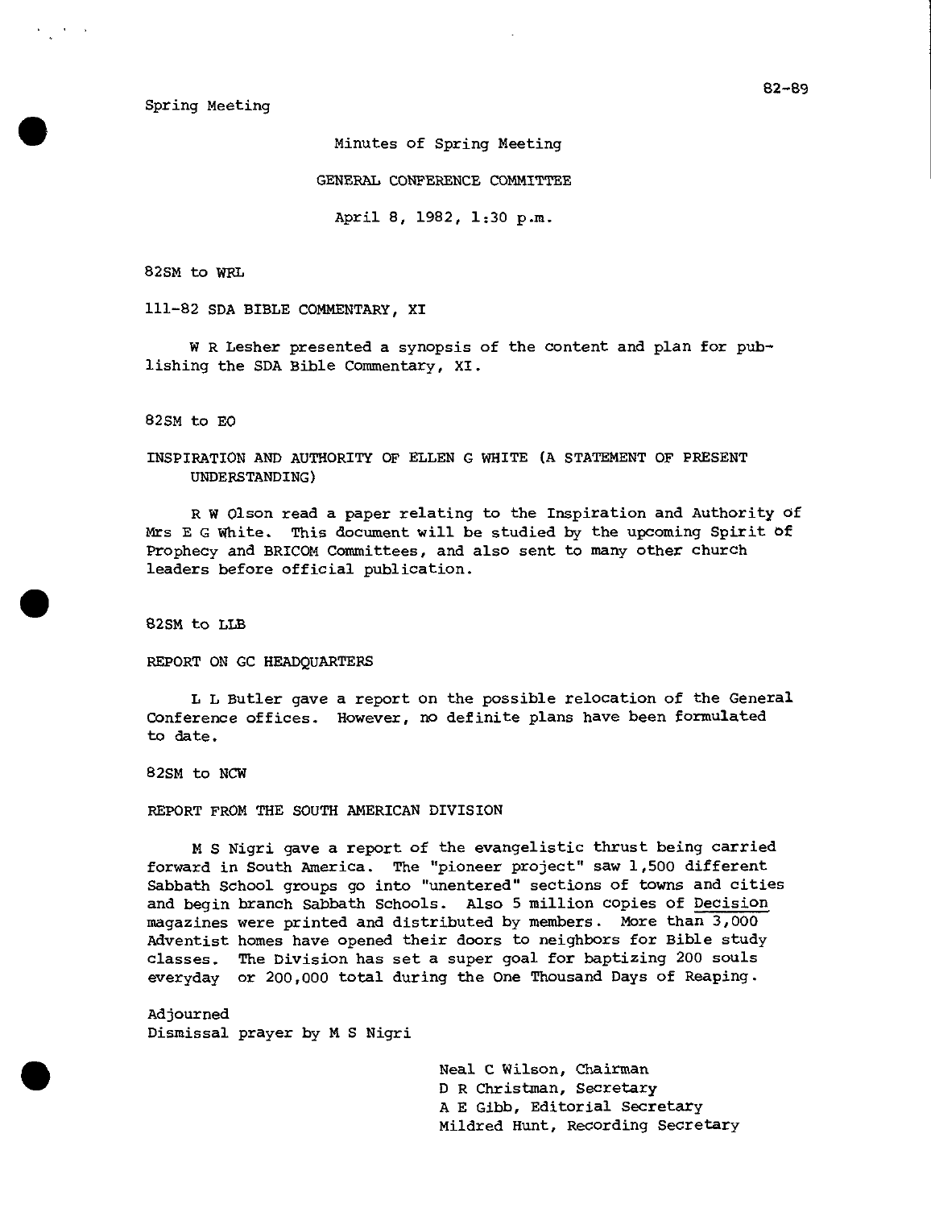Spring Meeting

82-89

Minutes of Spring Meeting

GENERAL CONFERENCE COMMITTEE

April 8, 1982, 1:30 p.m.

82SM to WRL

111-82 SDA BIBLE COMMENTARY, XI

W R Lesher presented a synopsis of the content and plan for publishing the SDA Bible Commentary, XI.

82SM to EO

INSPIRATION AND AUTHORITY OF ELLEN G WHITE (A STATEMENT OF PRESENT UNDERSTANDING)

R W Olson read a paper relating to the Inspiration and Authority of Mrs E G White. This document will be studied by the upcoming Spirit of Prophecy and BRICOM Committees, and also sent to many other church leaders before official publication.

82SM to LLB

REPORT ON GC HEADQUARTERS

L L Butler gave a report on the possible relocation of the General Conference offices. However, no definite plans have been formulated to date.

82SM to NCW

REPORT FROM THE SOUTH AMERICAN DIVISION

M S Nigri gave a report of the evangelistic thrust being carried forward in South America. The "pioneer project" saw 1,500 different Sabbath School groups go into "unentered" sections of towns and cities and begin branch Sabbath Schools. Also 5 million copies of Decision magazines were printed and distributed by members. More than 3,000 Adventist homes have opened their doors to neighbors for Bible study classes. The Division has set a super goal for baptizing 200 souls everyday or 200,000 total during the One Thousand Days of Reaping.

Adjourned
Dismissal prayer by M S Nigri

Neal C Wilson, Chairman
D R Christman, Secretary
A E Gibb, Editorial Secretary
Mildred Hunt, Recording Secretary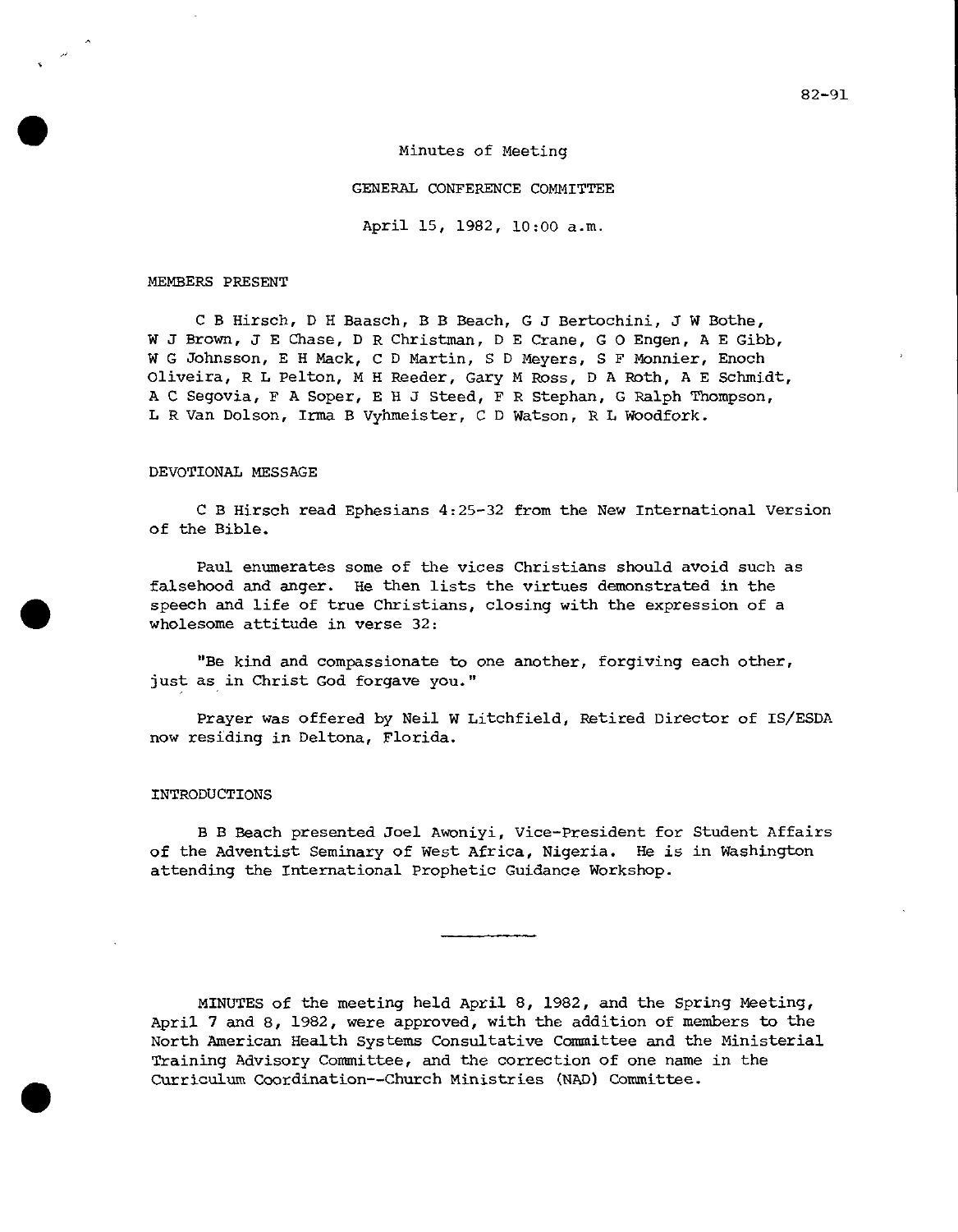82-91

# Minutes of Meeting

## GENERAL CONFERENCE COMMITTEE

April 15, 1982, 10:00 a.m.

MEMBERS PRESENT

C B Hirsch, D H Baasch, B B Beach, G J Bertochini, J W Bothe, W J Brown, J E Chase, D R Christman, D E Crane, G O Engen, A E Gibb, W G Johnsson, E H Mack, C D Martin, S D Meyers, S F Monnier, Enoch Oliveira, R L Pelton, M H Reeder, Gary M Ross, D A Roth, A E Schmidt, A C Segovia, F A Soper, E H J Steed, F R Stephan, G Ralph Thompson, L R Van Dolson, Irma B Vyhmeister, C D Watson, R L Woodfork.

DEVOTIONAL MESSAGE

C B Hirsch read Ephesians 4:25-32 from the New International Version of the Bible.

Paul enumerates some of the vices Christians should avoid such as falsehood and anger. He then lists the virtues demonstrated in the speech and life of true Christians, closing with the expression of a wholesome attitude in verse 32:

"Be kind and compassionate to one another, forgiving each other, just as in Christ God forgave you."

Prayer was offered by Neil W Litchfield, Retired Director of IS/ESDA now residing in Deltona, Florida.

INTRODUCTIONS

B B Beach presented Joel Awoniyi, Vice-President for Student Affairs of the Adventist Seminary of West Africa, Nigeria. He is in Washington attending the International Prophetic Guidance Workshop.

---

MINUTES of the meeting held April 8, 1982, and the Spring Meeting, April 7 and 8, 1982, were approved, with the addition of members to the North American Health Systems Consultative Committee and the Ministerial Training Advisory Committee, and the correction of one name in the Curriculum Coordination--Church Ministries (NAD) Committee.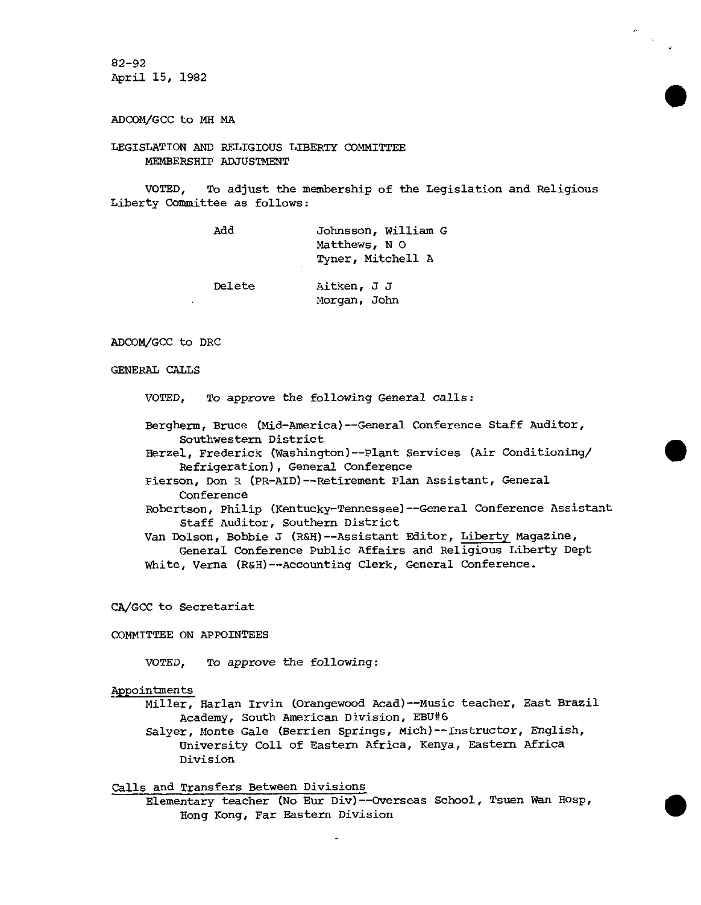82-92
April 15, 1982

ADCOM/GCC to MH MA

LEGISLATION AND RELIGIOUS LIBERTY COMMITTEE
MEMBERSHIP ADJUSTMENT

VOTED, To adjust the membership of the Legislation and Religious Liberty Committee as follows:

| | |
|---|---|
| Add | Johnsson, William G<br>Matthews, N O<br>Tyner, Mitchell A |
| Delete | Aitken, J J<br>Morgan, John |

ADCOM/GCC to DRC

GENERAL CALLS

VOTED, To approve the following General calls:

Bergherm, Bruce (Mid-America)--General Conference Staff Auditor, Southwestern District
Herzel, Frederick (Washington)--Plant Services (Air Conditioning/ Refrigeration), General Conference
Pierson, Don R (PR-AID)--Retirement Plan Assistant, General Conference
Robertson, Philip (Kentucky-Tennessee)--General Conference Assistant Staff Auditor, Southern District
Van Dolson, Bobbie J (R&H)--Assistant Editor, Liberty Magazine, General Conference Public Affairs and Religious Liberty Dept
White, Verna (R&H)--Accounting Clerk, General Conference.

CA/GCC to Secretariat

COMMITTEE ON APPOINTEES

VOTED, To approve the following:

Appointments

Miller, Harlan Irvin (Orangewood Acad)--Music teacher, East Brazil Academy, South American Division, EBU#6
Salyer, Monte Gale (Berrien Springs, Mich)--Instructor, English, University Coll of Eastern Africa, Kenya, Eastern Africa Division

Calls and Transfers Between Divisions

Elementary teacher (No Eur Div)--Overseas School, Tsuen Wan Hosp, Hong Kong, Far Eastern Division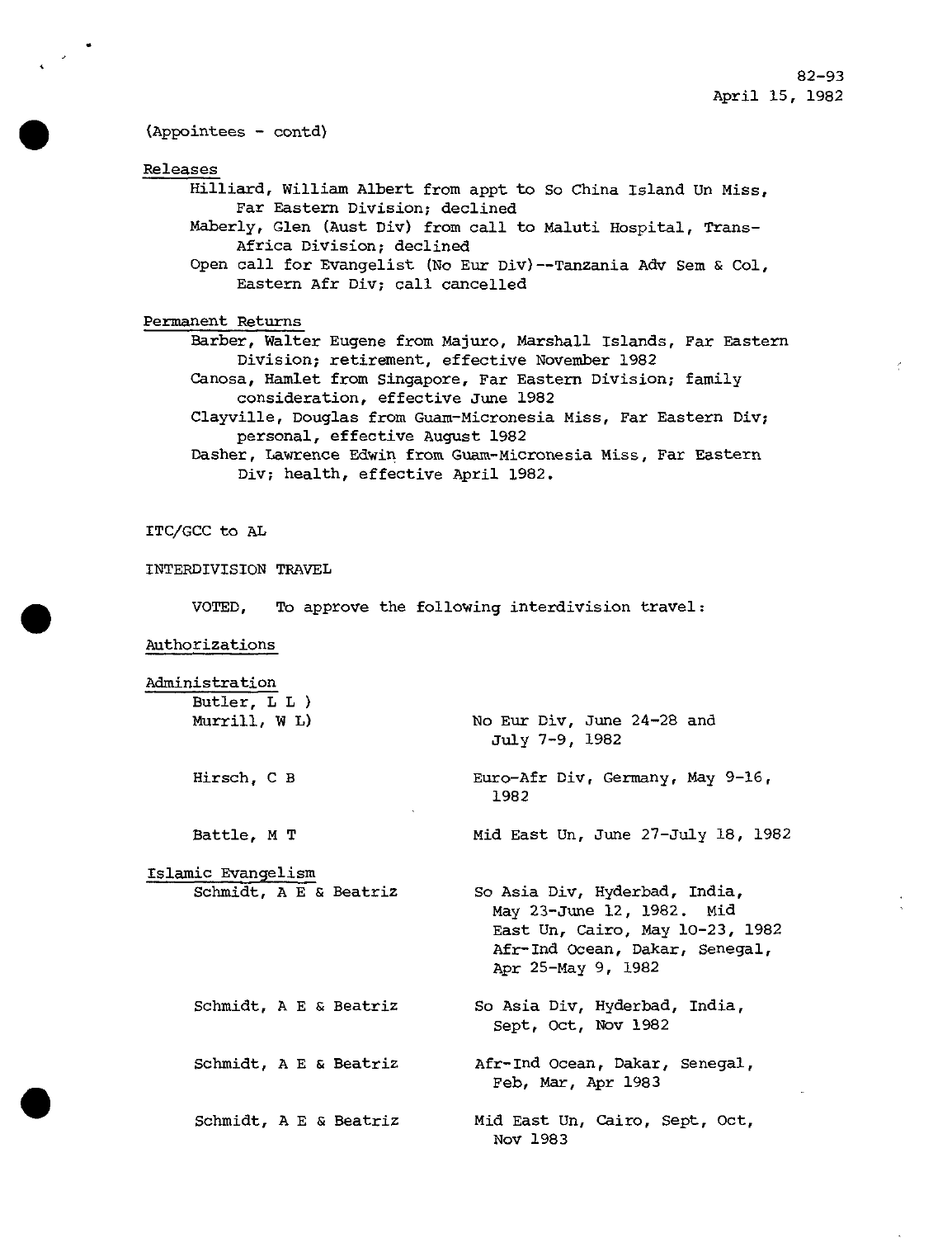82-93
April 15, 1982

(Appointees - contd)

Releases

Hilliard, William Albert from appt to So China Island Un Miss, Far Eastern Division; declined

Maberly, Glen (Aust Div) from call to Maluti Hospital, Trans-Africa Division; declined

Open call for Evangelist (No Eur Div)--Tanzania Adv Sem & Col, Eastern Afr Div; call cancelled

Permanent Returns

Barber, Walter Eugene from Majuro, Marshall Islands, Far Eastern Division; retirement, effective November 1982

Canosa, Hamlet from Singapore, Far Eastern Division; family consideration, effective June 1982

Clayville, Douglas from Guam-Micronesia Miss, Far Eastern Div; personal, effective August 1982

Dasher, Lawrence Edwin from Guam-Micronesia Miss, Far Eastern Div; health, effective April 1982.

ITC/GCC to AL

INTERDIVISION TRAVEL

VOTED, To approve the following interdivision travel:

Authorizations

Administration

| | |
|---|---|
| Butler, L L )<br>Murrill, W L) | No Eur Div, June 24-28 and July 7-9, 1982 |
| Hirsch, C B | Euro-Afr Div, Germany, May 9-16, 1982 |
| Battle, M T | Mid East Un, June 27-July 18, 1982 |

Islamic Evangelism

| | |
|---|---|
| Schmidt, A E & Beatriz | So Asia Div, Hyderbad, India, May 23-June 12, 1982. Mid East Un, Cairo, May 10-23, 1982 Afr-Ind Ocean, Dakar, Senegal, Apr 25-May 9, 1982 |
| Schmidt, A E & Beatriz | So Asia Div, Hyderbad, India, Sept, Oct, Nov 1982 |
| Schmidt, A E & Beatriz | Afr-Ind Ocean, Dakar, Senegal, Feb, Mar, Apr 1983 |
| Schmidt, A E & Beatriz | Mid East Un, Cairo, Sept, Oct, Nov 1983 |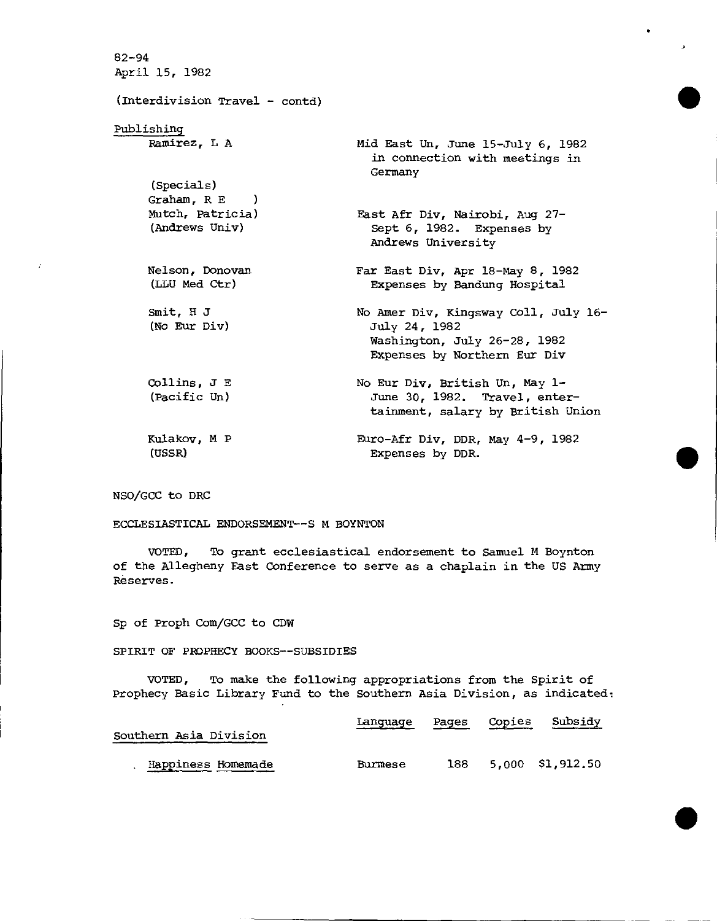82-94
April 15, 1982

(Interdivision Travel - contd)

Publishing

| | |
|---|---|
| Ramirez, L A | Mid East Un, June 15-July 6, 1982 in connection with meetings in Germany |
| (Specials)<br>Graham, R E )<br>Mutch, Patricia)<br>(Andrews Univ) | East Afr Div, Nairobi, Aug 27-Sept 6, 1982. Expenses by Andrews University |
| Nelson, Donovan<br>(LLU Med Ctr) | Far East Div, Apr 18-May 8, 1982<br>Expenses by Bandung Hospital |
| Smit, H J<br>(No Eur Div) | No Amer Div, Kingsway Coll, July 16-July 24, 1982<br>Washington, July 26-28, 1982<br>Expenses by Northern Eur Div |
| Collins, J E<br>(Pacific Un) | No Eur Div, British Un, May 1-June 30, 1982. Travel, entertainment, salary by British Union |
| Kulakov, M P<br>(USSR) | Euro-Afr Div, DDR, May 4-9, 1982<br>Expenses by DDR. |

NSO/GCC to DRC

ECCLESIASTICAL ENDORSEMENT--S M BOYNTON

VOTED, To grant ecclesiastical endorsement to Samuel M Boynton of the Allegheny East Conference to serve as a chaplain in the US Army Reserves.

Sp of Proph Com/GCC to CDW

SPIRIT OF PROPHECY BOOKS--SUBSIDIES

VOTED, To make the following appropriations from the Spirit of Prophecy Basic Library Fund to the Southern Asia Division, as indicated:

| | Language | Pages | Copies | Subsidy |
|---|---|---|---|---|
| Southern Asia Division | | | | |
| Happiness Homemade | Burmese | 188 | 5,000 | $1,912.50 |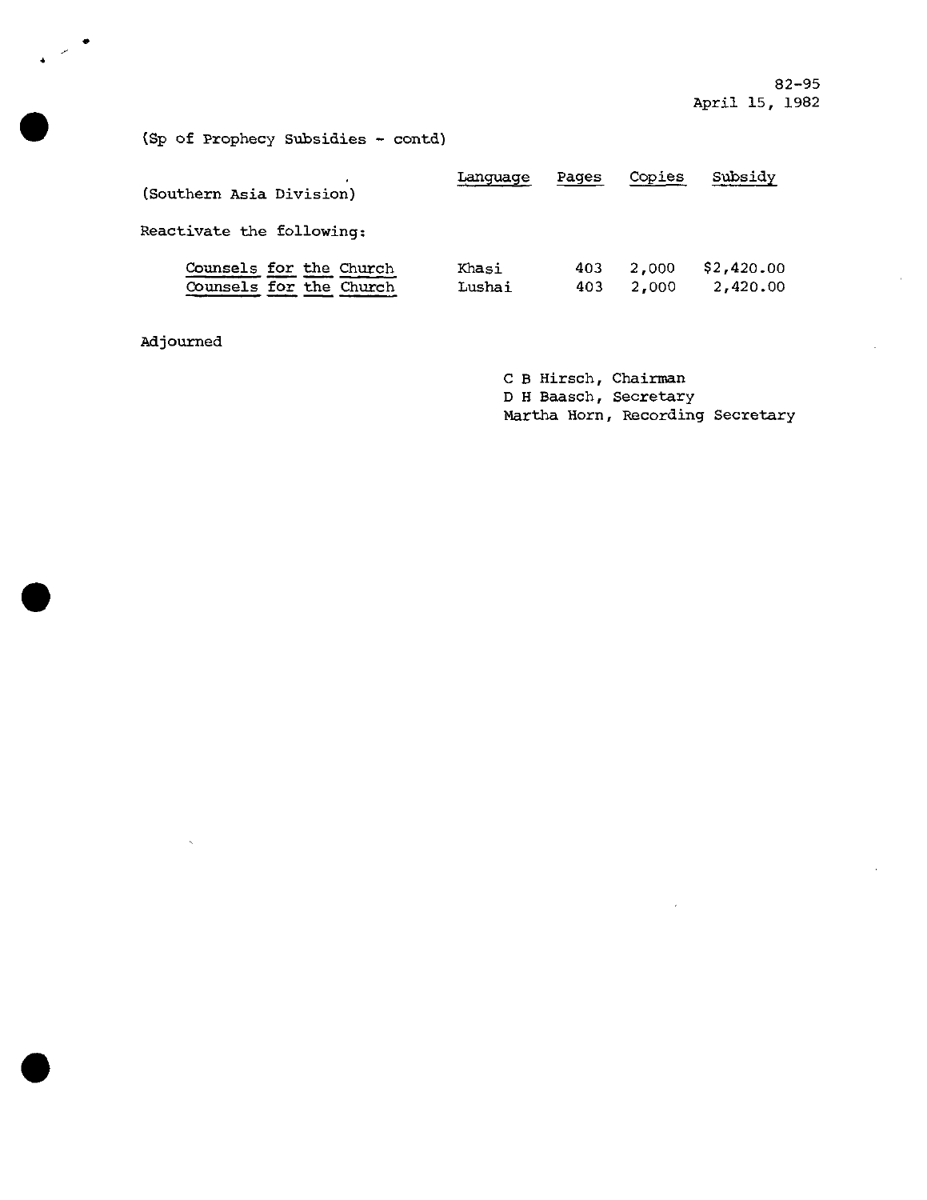82-95
April 15, 1982

(Sp of Prophecy Subsidies - contd)

| (Southern Asia Division) | Language | Pages | Copies | Subsidy |
| --- | --- | --- | --- | --- |
| Reactivate the following: | | | | |
| Counsels for the Church | Khasi | 403 | 2,000 | $2,420.00 |
| Counsels for the Church | Lushai | 403 | 2,000 | 2,420.00 |

Adjourned

C B Hirsch, Chairman
D H Baasch, Secretary
Martha Horn, Recording Secretary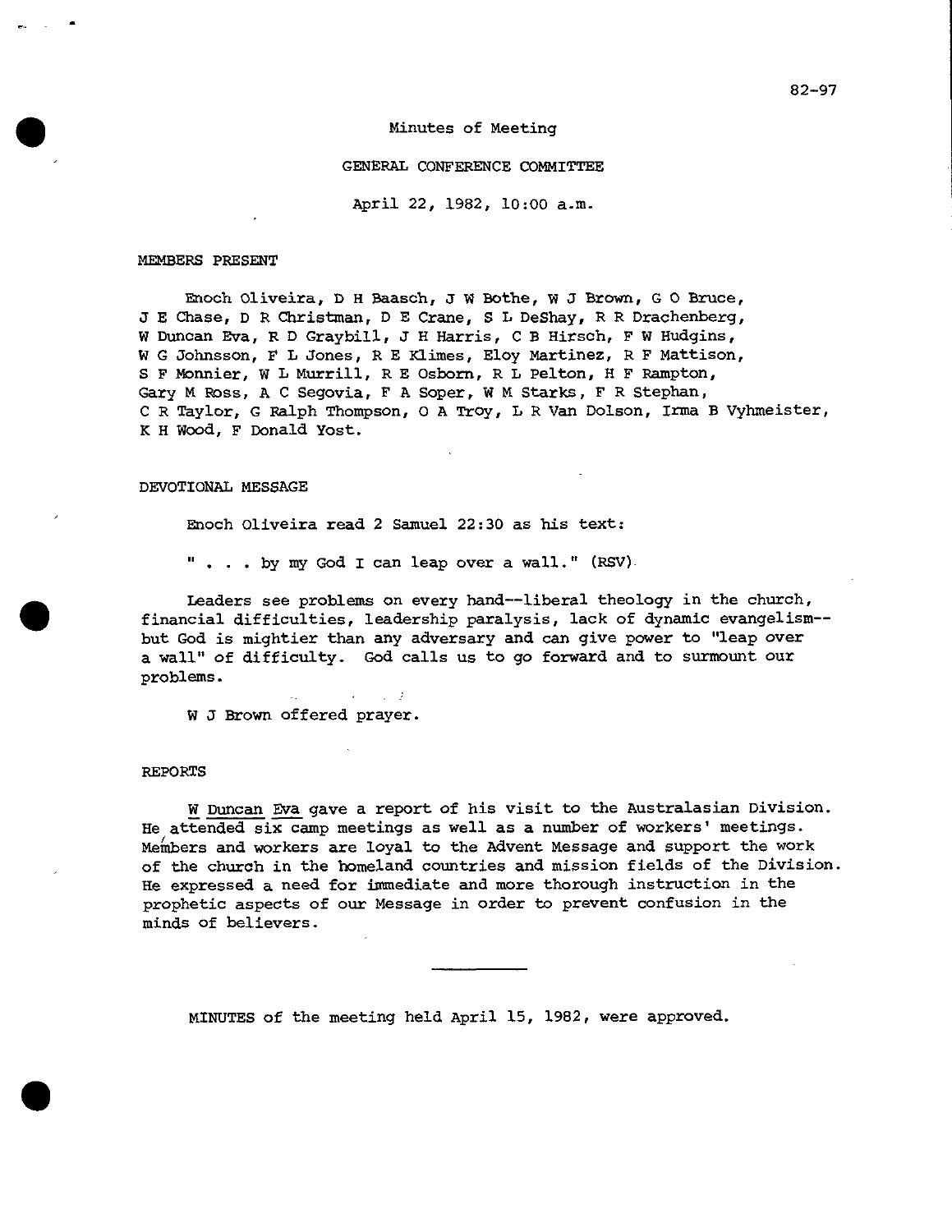82-97

# Minutes of Meeting

## GENERAL CONFERENCE COMMITTEE

April 22, 1982, 10:00 a.m.

MEMBERS PRESENT

Enoch Oliveira, D H Baasch, J W Bothe, W J Brown, G O Bruce, J E Chase, D R Christman, D E Crane, S L DeShay, R R Drachenberg, W Duncan Eva, R D Graybill, J H Harris, C B Hirsch, F W Hudgins, W G Johnsson, F L Jones, R E Klimes, Eloy Martinez, R F Mattison, S F Monnier, W L Murrill, R E Osborn, R L Pelton, H F Rampton, Gary M Ross, A C Segovia, F A Soper, W M Starks, F R Stephan, C R Taylor, G Ralph Thompson, O A Troy, L R Van Dolson, Irma B Vyhmeister, K H Wood, F Donald Yost.

DEVOTIONAL MESSAGE

Enoch Oliveira read 2 Samuel 22:30 as his text:

" . . . by my God I can leap over a wall." (RSV)

Leaders see problems on every hand--liberal theology in the church, financial difficulties, leadership paralysis, lack of dynamic evangelism--but God is mightier than any adversary and can give power to "leap over a wall" of difficulty. God calls us to go forward and to surmount our problems.

W J Brown offered prayer.

REPORTS

W Duncan Eva gave a report of his visit to the Australasian Division. He attended six camp meetings as well as a number of workers' meetings. Members and workers are loyal to the Advent Message and support the work of the church in the homeland countries and mission fields of the Division. He expressed a need for immediate and more thorough instruction in the prophetic aspects of our Message in order to prevent confusion in the minds of believers.

---

MINUTES of the meeting held April 15, 1982, were approved.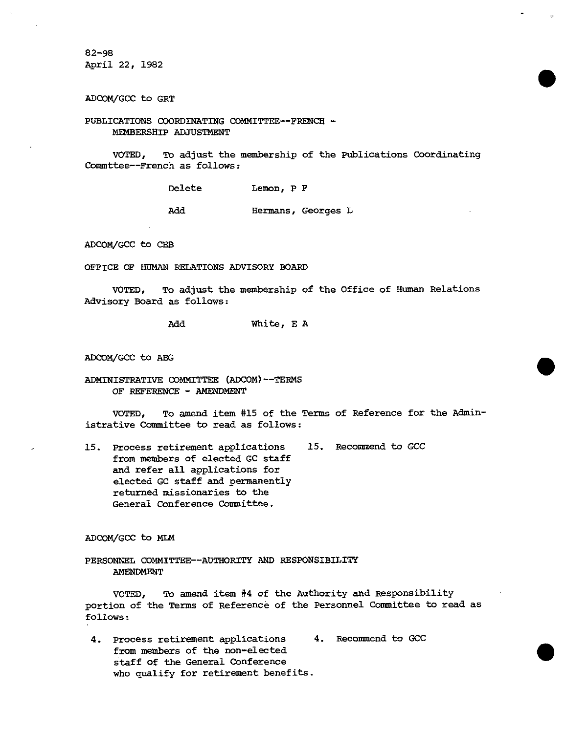82-98
April 22, 1982

ADCOM/GCC to GRT

PUBLICATIONS COORDINATING COMMITTEE--FRENCH - MEMBERSHIP ADJUSTMENT

VOTED, To adjust the membership of the Publications Coordinating Commttee--French as follows:

| | |
|---|---|
| Delete | Lemon, P F |
| Add | Hermans, Georges L |

ADCOM/GCC to CEB

OFFICE OF HUMAN RELATIONS ADVISORY BOARD

VOTED, To adjust the membership of the Office of Human Relations Advisory Board as follows:

| | |
|---|---|
| Add | White, E A |

ADCOM/GCC to AEG

ADMINISTRATIVE COMMITTEE (ADCOM)--TERMS OF REFERENCE - AMENDMENT

VOTED, To amend item #15 of the Terms of Reference for the Administrative Committee to read as follows:

| | |
|---|---|
| 15. Process retirement applications from members of elected GC staff and refer all applications for elected GC staff and permanently returned missionaries to the General Conference Committee. | 15. Recommend to GCC |

ADCOM/GCC to MLM

PERSONNEL COMMITTEE--AUTHORITY AND RESPONSIBILITY AMENDMENT

VOTED, To amend item #4 of the Authority and Responsibility portion of the Terms of Reference of the Personnel Committee to read as follows:

| | |
|---|---|
| 4. Process retirement applications from members of the non-elected staff of the General Conference who qualify for retirement benefits. | 4. Recommend to GCC |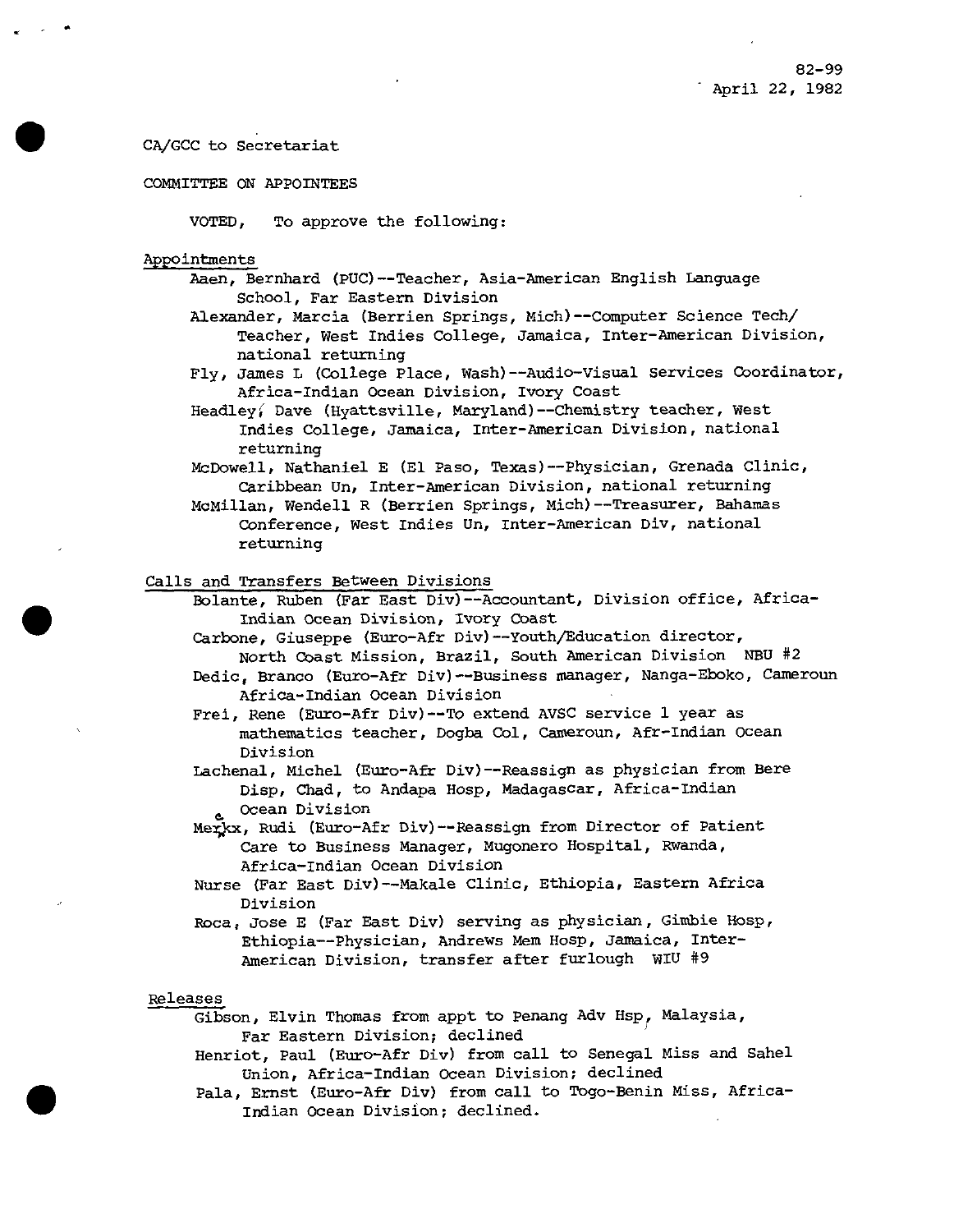82-99
April 22, 1982

CA/GCC to Secretariat

COMMITTEE ON APPOINTEES

VOTED, To approve the following:

Appointments

- Aaen, Bernhard (PUC)--Teacher, Asia-American English Language School, Far Eastern Division
- Alexander, Marcia (Berrien Springs, Mich)--Computer Science Tech/ Teacher, West Indies College, Jamaica, Inter-American Division, national returning
- Fly, James L (College Place, Wash)--Audio-Visual Services Coordinator, Africa-Indian Ocean Division, Ivory Coast
- Headley, Dave (Hyattsville, Maryland)--Chemistry teacher, West Indies College, Jamaica, Inter-American Division, national returning
- McDowell, Nathaniel E (El Paso, Texas)--Physician, Grenada Clinic, Caribbean Un, Inter-American Division, national returning
- McMillan, Wendell R (Berrien Springs, Mich)--Treasurer, Bahamas Conference, West Indies Un, Inter-American Div, national returning

Calls and Transfers Between Divisions

- Bolante, Ruben (Far East Div)--Accountant, Division office, Africa-Indian Ocean Division, Ivory Coast
- Carbone, Giuseppe (Euro-Afr Div)--Youth/Education director, North Coast Mission, Brazil, South American Division NBU #2
- Dedic, Branco (Euro-Afr Div)--Business manager, Nanga-Eboko, Cameroun Africa-Indian Ocean Division
- Frei, Rene (Euro-Afr Div)--To extend AVSC service 1 year as mathematics teacher, Dogba Col, Cameroun, Afr-Indian Ocean Division
- Lachenal, Michel (Euro-Afr Div)--Reassign as physician from Bere Disp, Chad, to Andapa Hosp, Madagascar, Africa-Indian Ocean Division
- Merckx, Rudi (Euro-Afr Div)--Reassign from Director of Patient Care to Business Manager, Mugonero Hospital, Rwanda, Africa-Indian Ocean Division
- Nurse (Far East Div)--Makale Clinic, Ethiopia, Eastern Africa Division
- Roca, Jose E (Far East Div) serving as physician, Gimbie Hosp, Ethiopia--Physician, Andrews Mem Hosp, Jamaica, Inter-American Division, transfer after furlough WIU #9

Releases

- Gibson, Elvin Thomas from appt to Penang Adv Hsp, Malaysia, Far Eastern Division; declined
- Henriot, Paul (Euro-Afr Div) from call to Senegal Miss and Sahel Union, Africa-Indian Ocean Division; declined
- Pala, Ernst (Euro-Afr Div) from call to Togo-Benin Miss, Africa-Indian Ocean Division; declined.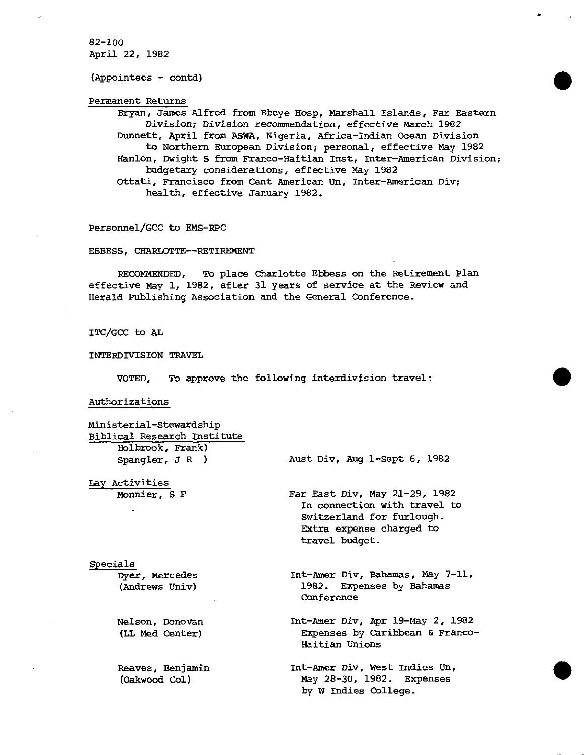82-100
April 22, 1982

(Appointees - contd)

Permanent Returns

Bryan, James Alfred from Ebeye Hosp, Marshall Islands, Far Eastern Division; Division recommendation, effective March 1982

Dunnett, April from ASWA, Nigeria, Africa-Indian Ocean Division to Northern European Division; personal, effective May 1982

Hanlon, Dwight S from Franco-Haitian Inst, Inter-American Division; budgetary considerations, effective May 1982

Ottati, Francisco from Cent American Un, Inter-American Div; health, effective January 1982.

Personnel/GCC to EMS-RPC

EBBESS, CHARLOTTE--RETIREMENT

RECOMMENDED, To place Charlotte Ebbess on the Retirement Plan effective May 1, 1982, after 31 years of service at the Review and Herald Publishing Association and the General Conference.

ITC/GCC to AL

INTERDIVISION TRAVEL

VOTED, To approve the following interdivision travel:

Authorizations

Ministerial-Stewardship
Biblical Research Institute

| | |
|---|---|
| Holbrook, Frank)<br>Spangler, J R ) | Aust Div, Aug 1-Sept 6, 1982 |

Lay Activities

| | |
|---|---|
| Monnier, S F | Far East Div, May 21-29, 1982 In connection with travel to Switzerland for furlough. Extra expense charged to travel budget. |

Specials

| | |
|---|---|
| Dyer, Mercedes (Andrews Univ) | Int-Amer Div, Bahamas, May 7-11, 1982. Expenses by Bahamas Conference |
| Nelson, Donovan (LL Med Center) | Int-Amer Div, Apr 19-May 2, 1982 Expenses by Caribbean & Franco-Haitian Unions |
| Reaves, Benjamin (Oakwood Col) | Int-Amer Div, West Indies Un, May 28-30, 1982. Expenses by W Indies College. |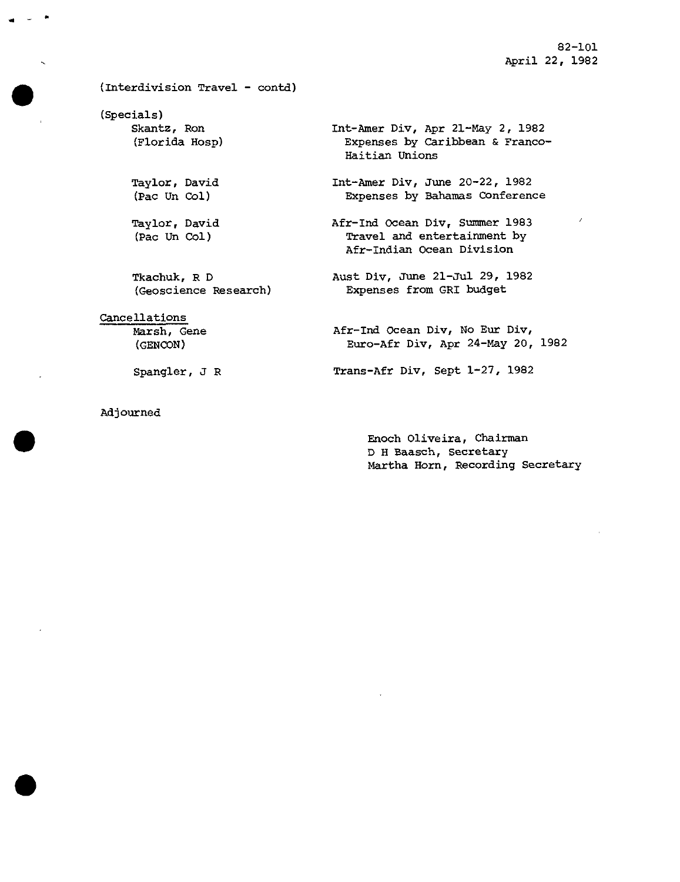82-101
April 22, 1982

(Interdivision Travel - contd)

(Specials)

| | |
|---|---|
| Skantz, Ron (Florida Hosp) | Int-Amer Div, Apr 21-May 2, 1982 Expenses by Caribbean & Franco-Haitian Unions |
| Taylor, David (Pac Un Col) | Int-Amer Div, June 20-22, 1982 Expenses by Bahamas Conference |
| Taylor, David (Pac Un Col) | Afr-Ind Ocean Div, Summer 1983 Travel and entertainment by Afr-Indian Ocean Division |
| Tkachuk, R D (Geoscience Research) | Aust Div, June 21-Jul 29, 1982 Expenses from GRI budget |

Cancellations

| | |
|---|---|
| Marsh, Gene (GENCON) | Afr-Ind Ocean Div, No Eur Div, Euro-Afr Div, Apr 24-May 20, 1982 |
| Spangler, J R | Trans-Afr Div, Sept 1-27, 1982 |

Adjourned

Enoch Oliveira, Chairman
D H Baasch, Secretary
Martha Horn, Recording Secretary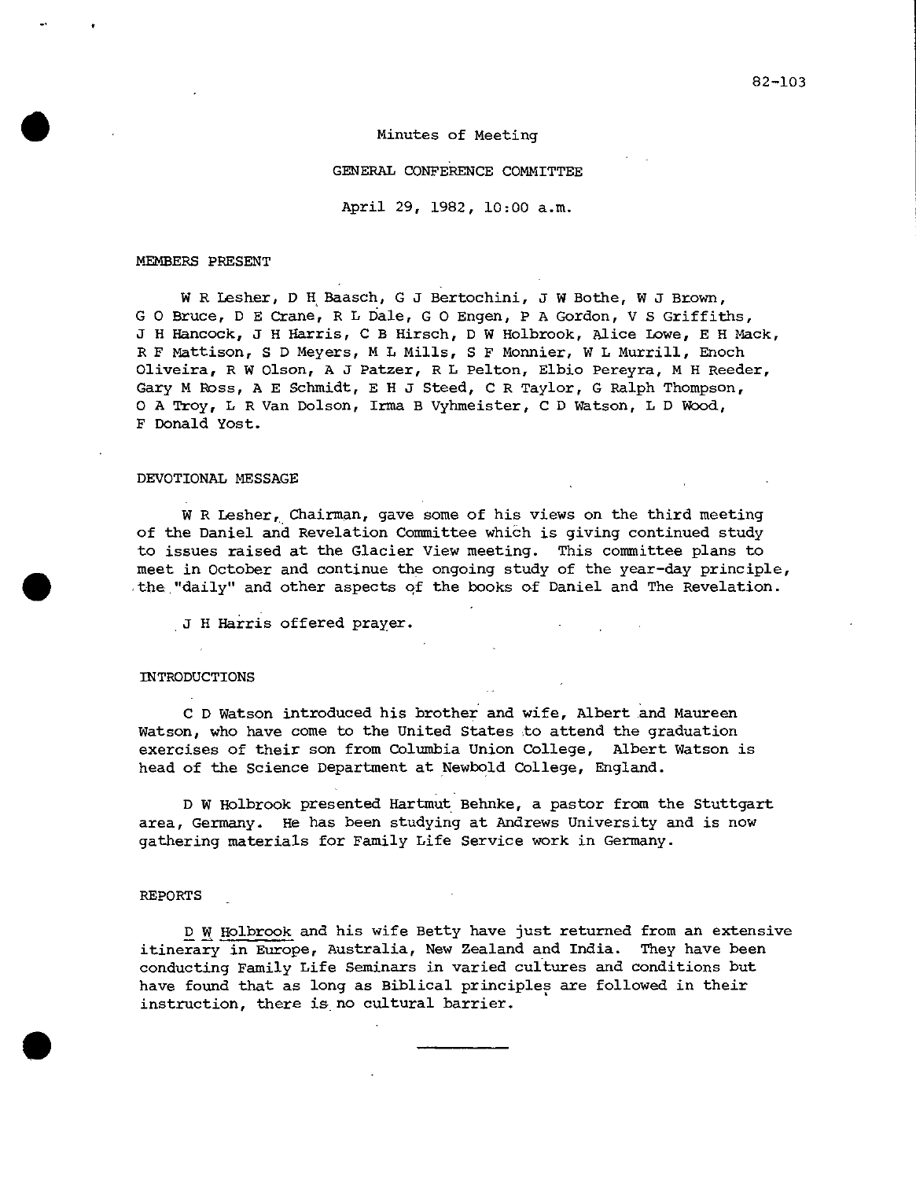82-103

Minutes of Meeting

GENERAL CONFERENCE COMMITTEE

April 29, 1982, 10:00 a.m.

MEMBERS PRESENT

W R Lesher, D H Baasch, G J Bertochini, J W Bothe, W J Brown, G O Bruce, D E Crane, R L Dale, G O Engen, P A Gordon, V S Griffiths, J H Hancock, J H Harris, C B Hirsch, D W Holbrook, Alice Lowe, E H Mack, R F Mattison, S D Meyers, M L Mills, S F Monnier, W L Murrill, Enoch Oliveira, R W Olson, A J Patzer, R L Pelton, Elbio Pereyra, M H Reeder, Gary M Ross, A E Schmidt, E H J Steed, C R Taylor, G Ralph Thompson, O A Troy, L R Van Dolson, Irma B Vyhmeister, C D Watson, L D Wood, F Donald Yost.

DEVOTIONAL MESSAGE

W R Lesher, Chairman, gave some of his views on the third meeting of the Daniel and Revelation Committee which is giving continued study to issues raised at the Glacier View meeting. This committee plans to meet in October and continue the ongoing study of the year-day principle, the "daily" and other aspects of the books of Daniel and The Revelation.

J H Harris offered prayer.

INTRODUCTIONS

C D Watson introduced his brother and wife, Albert and Maureen Watson, who have come to the United States to attend the graduation exercises of their son from Columbia Union College, Albert Watson is head of the Science Department at Newbold College, England.

D W Holbrook presented Hartmut Behnke, a pastor from the Stuttgart area, Germany. He has been studying at Andrews University and is now gathering materials for Family Life Service work in Germany.

REPORTS

D W Holbrook and his wife Betty have just returned from an extensive itinerary in Europe, Australia, New Zealand and India. They have been conducting Family Life Seminars in varied cultures and conditions but have found that as long as Biblical principles are followed in their instruction, there is no cultural barrier.

---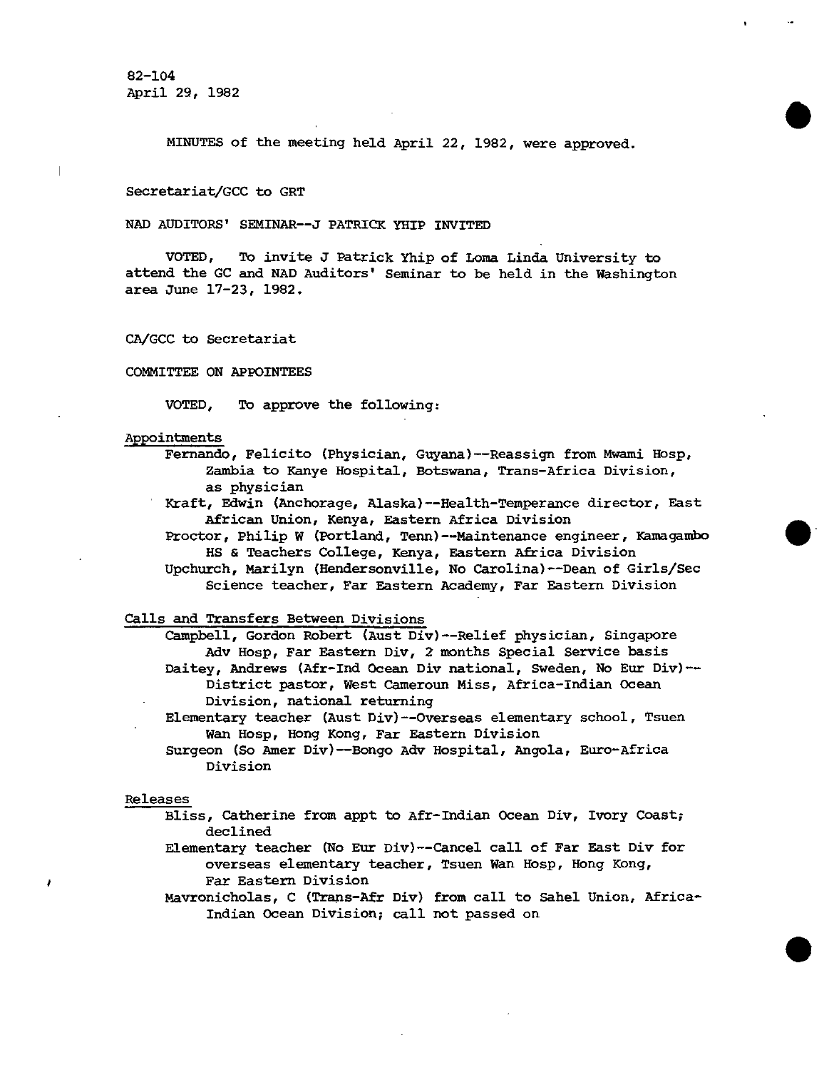82-104
April 29, 1982

MINUTES of the meeting held April 22, 1982, were approved.

Secretariat/GCC to GRT

NAD AUDITORS' SEMINAR--J PATRICK YHIP INVITED

VOTED, To invite J Patrick Yhip of Loma Linda University to attend the GC and NAD Auditors' Seminar to be held in the Washington area June 17-23, 1982.

CA/GCC to Secretariat

COMMITTEE ON APPOINTEES

VOTED, To approve the following:

Appointments

- Fernando, Felicito (Physician, Guyana)--Reassign from Mwami Hosp, Zambia to Kanye Hospital, Botswana, Trans-Africa Division, as physician
- Kraft, Edwin (Anchorage, Alaska)--Health-Temperance director, East African Union, Kenya, Eastern Africa Division
- Proctor, Philip W (Portland, Tenn)--Maintenance engineer, Kamagambo HS & Teachers College, Kenya, Eastern Africa Division
- Upchurch, Marilyn (Hendersonville, No Carolina)--Dean of Girls/Sec Science teacher, Far Eastern Academy, Far Eastern Division

Calls and Transfers Between Divisions

- Campbell, Gordon Robert (Aust Div)--Relief physician, Singapore Adv Hosp, Far Eastern Div, 2 months Special Service basis
- Daitey, Andrews (Afr-Ind Ocean Div national, Sweden, No Eur Div)--District pastor, West Cameroun Miss, Africa-Indian Ocean Division, national returning
- Elementary teacher (Aust Div)--Overseas elementary school, Tsuen Wan Hosp, Hong Kong, Far Eastern Division
- Surgeon (So Amer Div)--Bongo Adv Hospital, Angola, Euro-Africa Division

Releases

- Bliss, Catherine from appt to Afr-Indian Ocean Div, Ivory Coast; declined
- Elementary teacher (No Eur Div)--Cancel call of Far East Div for overseas elementary teacher, Tsuen Wan Hosp, Hong Kong, Far Eastern Division
- Mavronicholas, C (Trans-Afr Div) from call to Sahel Union, Africa-Indian Ocean Division; call not passed on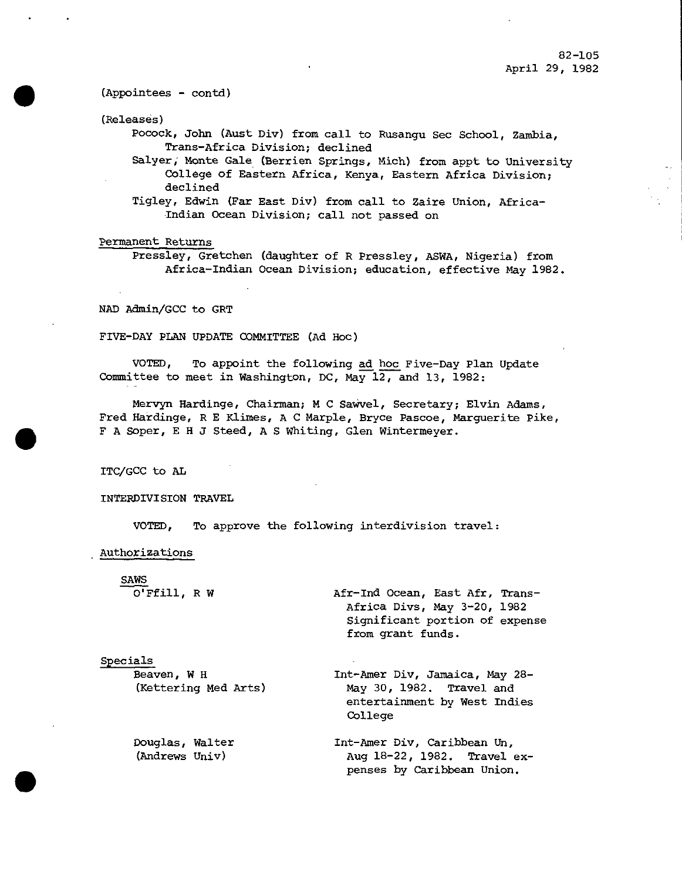82-105
April 29, 1982

(Appointees - contd)

(Releases)

Pocock, John (Aust Div) from call to Rusangu Sec School, Zambia, Trans-Africa Division; declined

Salyer, Monte Gale (Berrien Springs, Mich) from appt to University College of Eastern Africa, Kenya, Eastern Africa Division; declined

Tigley, Edwin (Far East Div) from call to Zaire Union, Africa-Indian Ocean Division; call not passed on

Permanent Returns

Pressley, Gretchen (daughter of R Pressley, ASWA, Nigeria) from Africa-Indian Ocean Division; education, effective May 1982.

NAD Admin/GCC to GRT

FIVE-DAY PLAN UPDATE COMMITTEE (Ad Hoc)

VOTED, To appoint the following ad hoc Five-Day Plan Update Committee to meet in Washington, DC, May 12, and 13, 1982:

Mervyn Hardinge, Chairman; M C Sawvel, Secretary; Elvin Adams, Fred Hardinge, R E Klimes, A C Marple, Bryce Pascoe, Marguerite Pike, F A Soper, E H J Steed, A S Whiting, Glen Wintermeyer.

ITC/GCC to AL

INTERDIVISION TRAVEL

VOTED, To approve the following interdivision travel:

Authorizations

SAWS

| | |
|---|---|
| O'Ffill, R W | Afr-Ind Ocean, East Afr, Trans-Africa Divs, May 3-20, 1982 Significant portion of expense from grant funds. |

Specials

| | |
|---|---|
| Beaven, W H (Kettering Med Arts) | Int-Amer Div, Jamaica, May 28-May 30, 1982. Travel and entertainment by West Indies College |
| Douglas, Walter (Andrews Univ) | Int-Amer Div, Caribbean Un, Aug 18-22, 1982. Travel expenses by Caribbean Union. |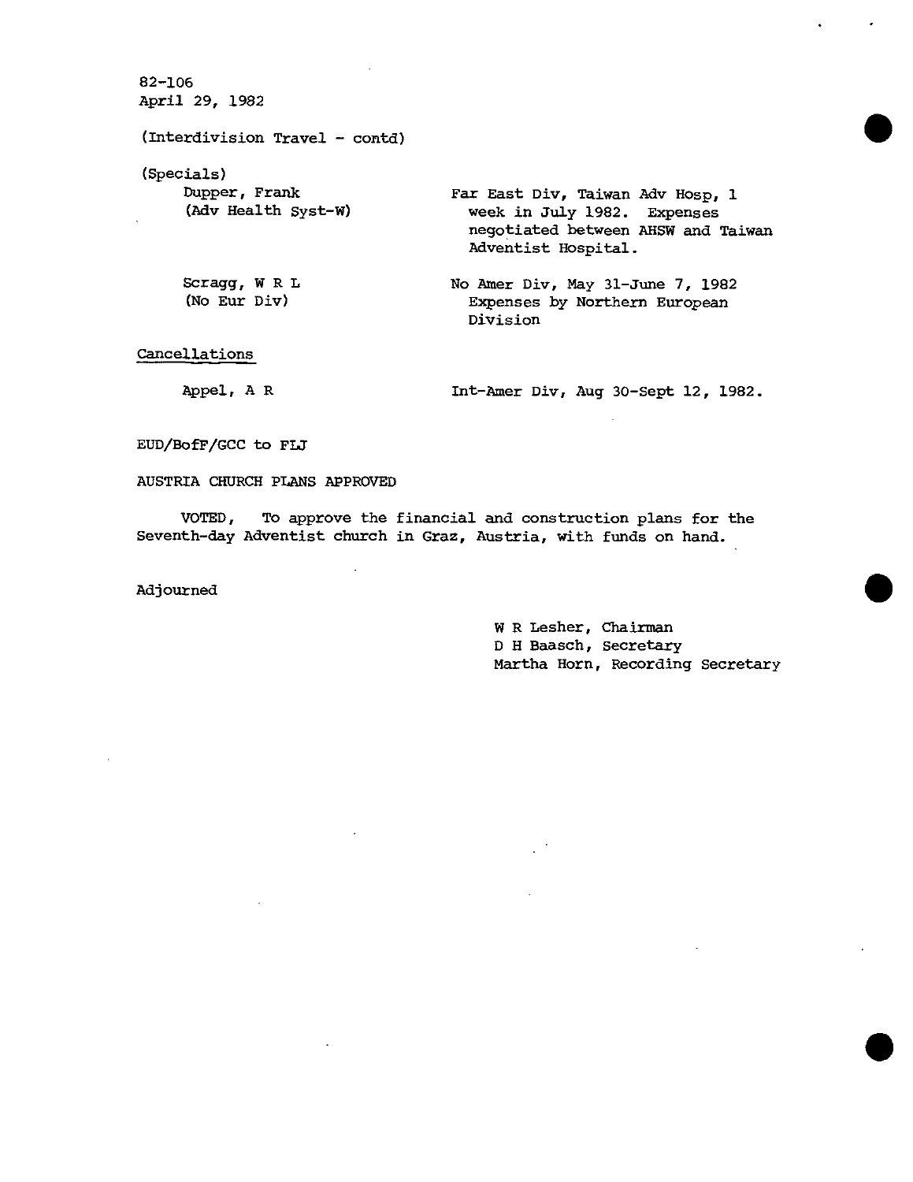82-106
April 29, 1982

(Interdivision Travel - contd)

(Specials)

| | |
|---|---|
| Dupper, Frank (Adv Health Syst-W) | Far East Div, Taiwan Adv Hosp, 1 week in July 1982. Expenses negotiated between AHSW and Taiwan Adventist Hospital. |
| Scragg, W R L (No Eur Div) | No Amer Div, May 31-June 7, 1982 Expenses by Northern European Division |

Cancellations

| | |
|---|---|
| Appel, A R | Int-Amer Div, Aug 30-Sept 12, 1982. |

EUD/BofF/GCC to FLJ

AUSTRIA CHURCH PLANS APPROVED

VOTED, To approve the financial and construction plans for the Seventh-day Adventist church in Graz, Austria, with funds on hand.

Adjourned

W R Lesher, Chairman
D H Baasch, Secretary
Martha Horn, Recording Secretary